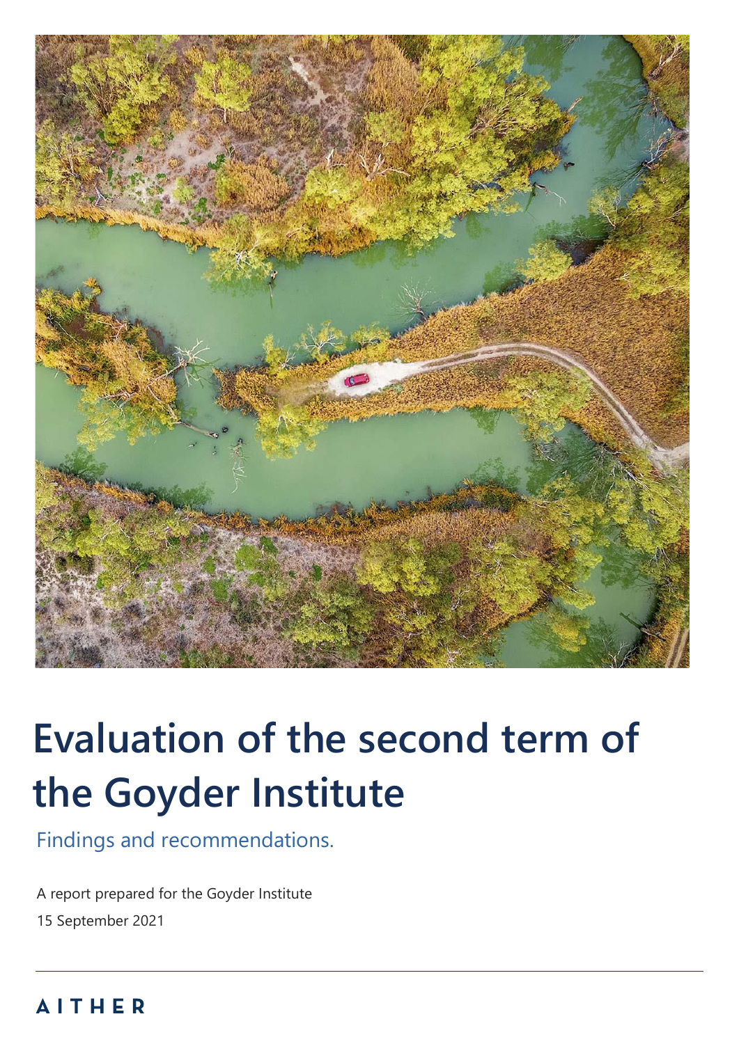# Evaluation of the second term of the Goyder Institute

Findings and recommendations.

A report prepared for the Goyder Institute

15 September 2021

AITHER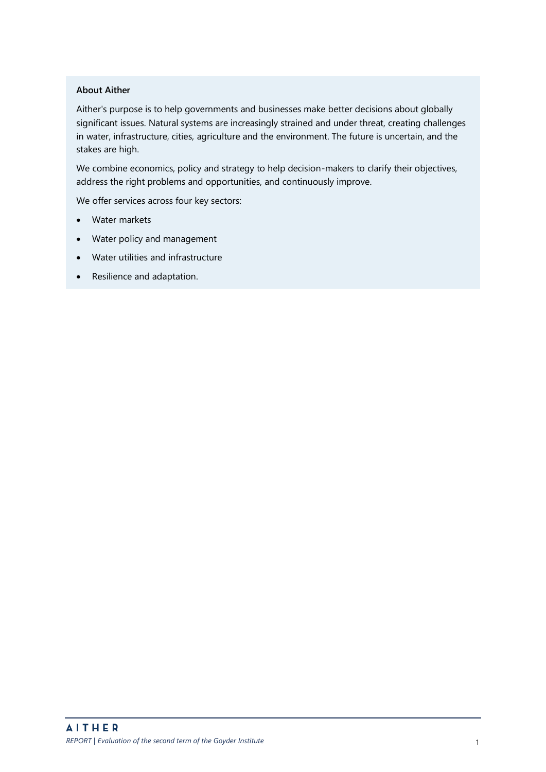**About Aither**

Aither's purpose is to help governments and businesses make better decisions about globally significant issues. Natural systems are increasingly strained and under threat, creating challenges in water, infrastructure, cities, agriculture and the environment. The future is uncertain, and the stakes are high.

We combine economics, policy and strategy to help decision-makers to clarify their objectives, address the right problems and opportunities, and continuously improve.

We offer services across four key sectors:

- Water markets
- Water policy and management
- Water utilities and infrastructure
- Resilience and adaptation.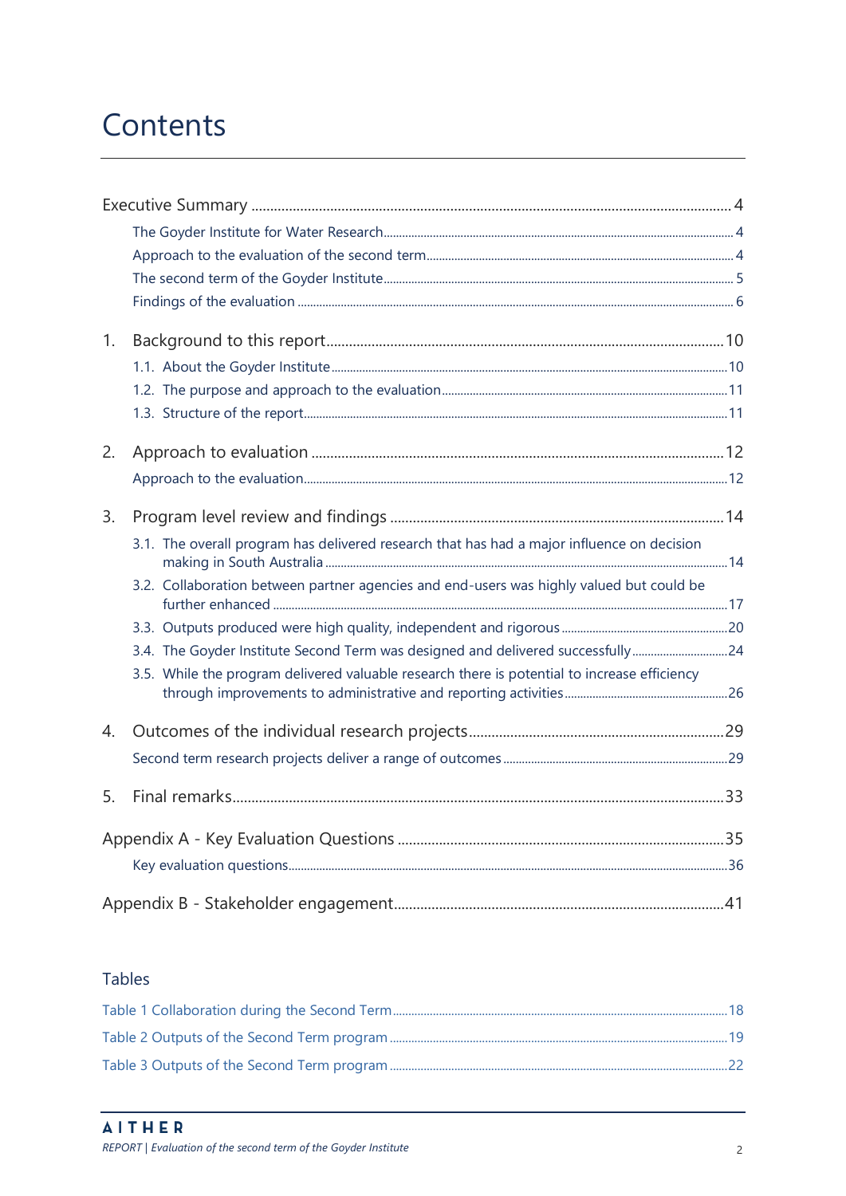# Contents

Executive Summary ........................................................ 4

- The Goyder Institute for Water Research ........................................ 4
- Approach to the evaluation of the second term ........................................ 4
- The second term of the Goyder Institute ........................................ 5
- Findings of the evaluation ........................................ 6

1. Background to this report ........................................ 10
   - 1.1. About the Goyder Institute ........................................ 10
   - 1.2. The purpose and approach to the evaluation ........................................ 11
   - 1.3. Structure of the report ........................................ 11
2. Approach to evaluation ........................................ 12
   - Approach to the evaluation ........................................ 12
3. Program level review and findings ........................................ 14
   - 3.1. The overall program has delivered research that has had a major influence on decision making in South Australia ........................................ 14
   - 3.2. Collaboration between partner agencies and end-users was highly valued but could be further enhanced ........................................ 17
   - 3.3. Outputs produced were high quality, independent and rigorous ........................................ 20
   - 3.4. The Goyder Institute Second Term was designed and delivered successfully ........................................ 24
   - 3.5. While the program delivered valuable research there is potential to increase efficiency through improvements to administrative and reporting activities ........................................ 26
4. Outcomes of the individual research projects ........................................ 29
   - Second term research projects deliver a range of outcomes ........................................ 29
5. Final remarks ........................................ 33

Appendix A - Key Evaluation Questions ........................................ 35

- Key evaluation questions ........................................ 36

Appendix B - Stakeholder engagement ........................................ 41

## Tables

Table 1 Collaboration during the Second Term ........................................ 18

Table 2 Outputs of the Second Term program ........................................ 19

Table 3 Outputs of the Second Term program ........................................ 22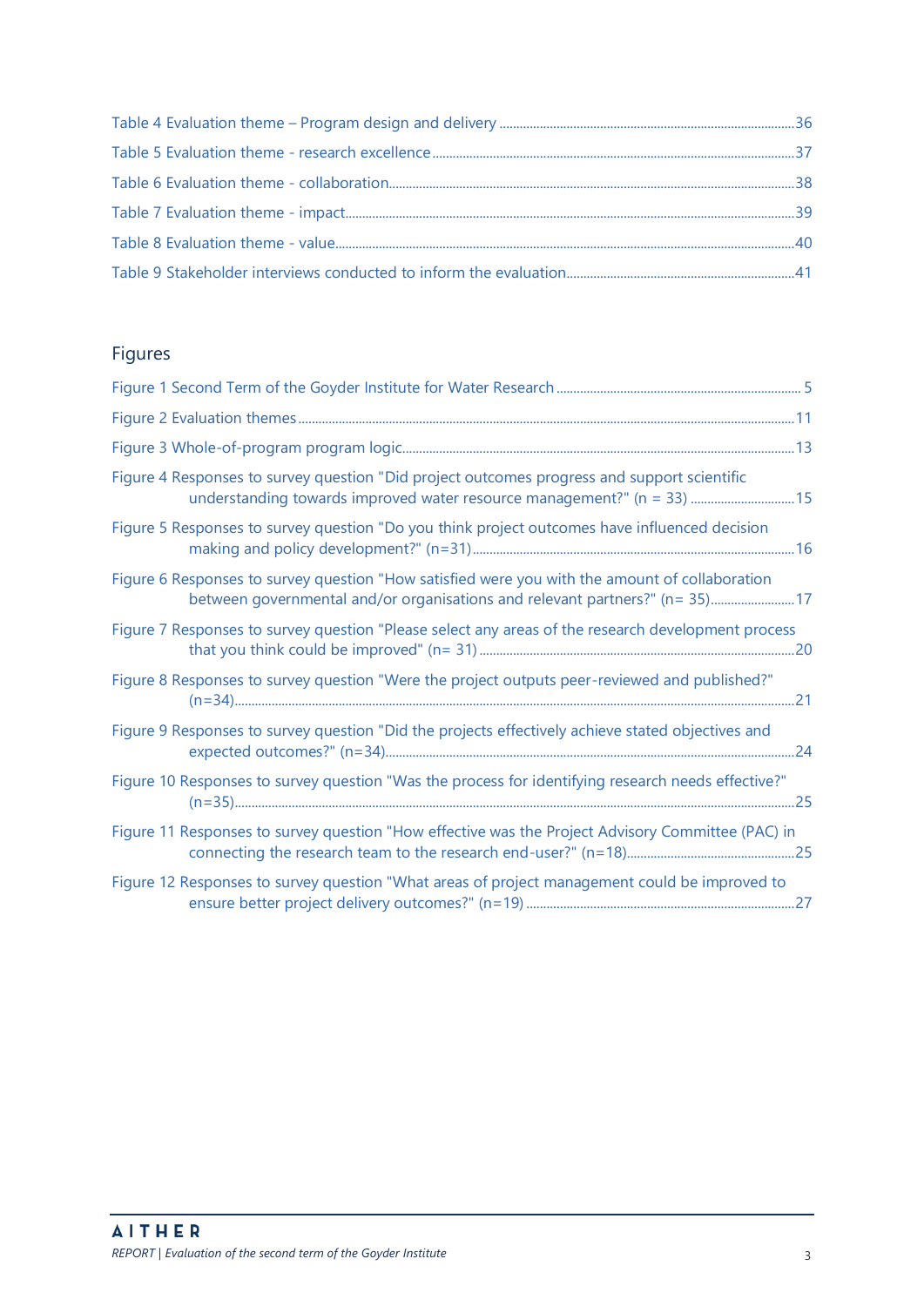Table 4 Evaluation theme – Program design and delivery ....................................................................................36

Table 5 Evaluation theme - research excellence ....................................................................................37

Table 6 Evaluation theme - collaboration ....................................................................................38

Table 7 Evaluation theme - impact ....................................................................................39

Table 8 Evaluation theme - value ....................................................................................40

Table 9 Stakeholder interviews conducted to inform the evaluation ....................................................................................41

## Figures

Figure 1 Second Term of the Goyder Institute for Water Research .................................................................................... 5

Figure 2 Evaluation themes ....................................................................................11

Figure 3 Whole-of-program program logic ....................................................................................13

Figure 4 Responses to survey question "Did project outcomes progress and support scientific understanding towards improved water resource management?" (n = 33) ....................................................................................15

Figure 5 Responses to survey question "Do you think project outcomes have influenced decision making and policy development?" (n=31) ....................................................................................16

Figure 6 Responses to survey question "How satisfied were you with the amount of collaboration between governmental and/or organisations and relevant partners?" (n= 35) ....................................................................................17

Figure 7 Responses to survey question "Please select any areas of the research development process that you think could be improved" (n= 31) ....................................................................................20

Figure 8 Responses to survey question "Were the project outputs peer-reviewed and published?" (n=34) ....................................................................................21

Figure 9 Responses to survey question "Did the projects effectively achieve stated objectives and expected outcomes?" (n=34) ....................................................................................24

Figure 10 Responses to survey question "Was the process for identifying research needs effective?" (n=35) ....................................................................................25

Figure 11 Responses to survey question "How effective was the Project Advisory Committee (PAC) in connecting the research team to the research end-user?" (n=18) ....................................................................................25

Figure 12 Responses to survey question "What areas of project management could be improved to ensure better project delivery outcomes?" (n=19) ....................................................................................27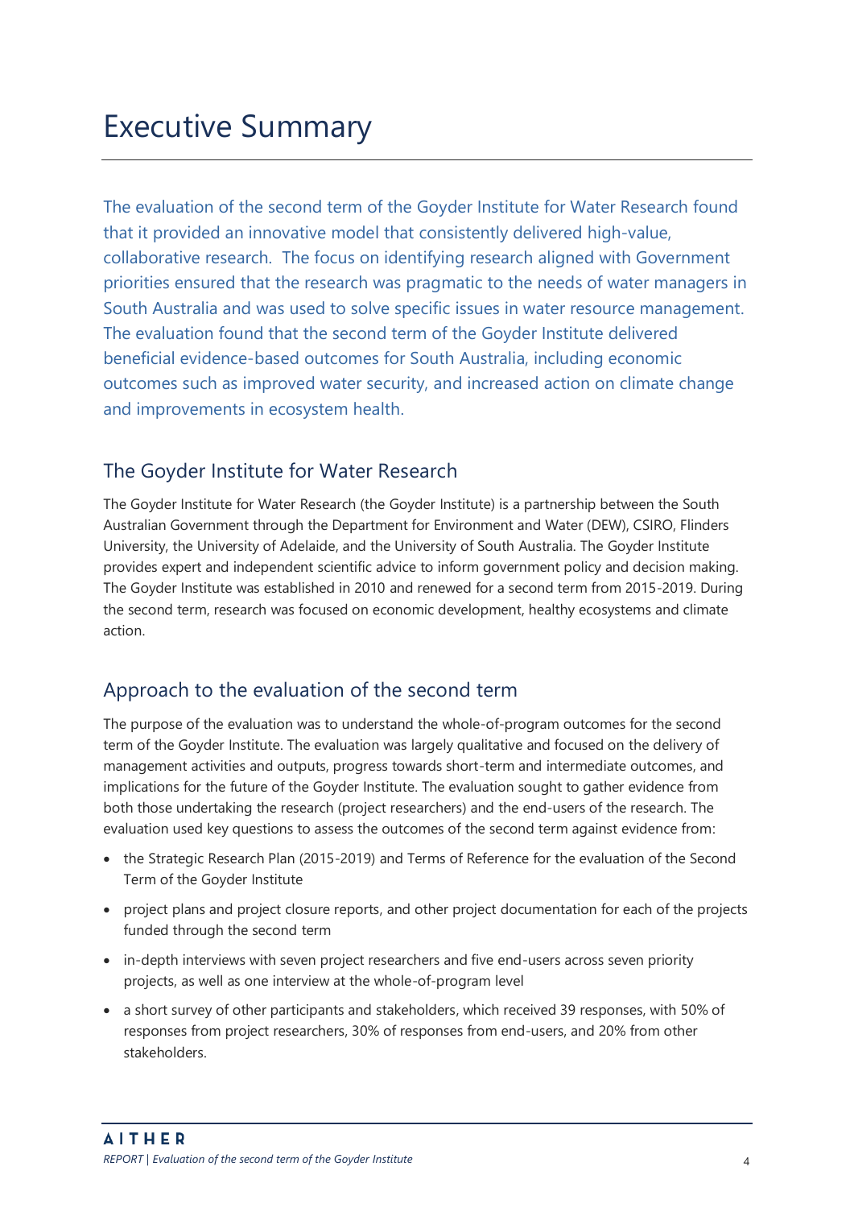# Executive Summary

The evaluation of the second term of the Goyder Institute for Water Research found that it provided an innovative model that consistently delivered high-value, collaborative research. The focus on identifying research aligned with Government priorities ensured that the research was pragmatic to the needs of water managers in South Australia and was used to solve specific issues in water resource management. The evaluation found that the second term of the Goyder Institute delivered beneficial evidence-based outcomes for South Australia, including economic outcomes such as improved water security, and increased action on climate change and improvements in ecosystem health.

## The Goyder Institute for Water Research

The Goyder Institute for Water Research (the Goyder Institute) is a partnership between the South Australian Government through the Department for Environment and Water (DEW), CSIRO, Flinders University, the University of Adelaide, and the University of South Australia. The Goyder Institute provides expert and independent scientific advice to inform government policy and decision making. The Goyder Institute was established in 2010 and renewed for a second term from 2015-2019. During the second term, research was focused on economic development, healthy ecosystems and climate action.

## Approach to the evaluation of the second term

The purpose of the evaluation was to understand the whole-of-program outcomes for the second term of the Goyder Institute. The evaluation was largely qualitative and focused on the delivery of management activities and outputs, progress towards short-term and intermediate outcomes, and implications for the future of the Goyder Institute. The evaluation sought to gather evidence from both those undertaking the research (project researchers) and the end-users of the research. The evaluation used key questions to assess the outcomes of the second term against evidence from:

- the Strategic Research Plan (2015-2019) and Terms of Reference for the evaluation of the Second Term of the Goyder Institute
- project plans and project closure reports, and other project documentation for each of the projects funded through the second term
- in-depth interviews with seven project researchers and five end-users across seven priority projects, as well as one interview at the whole-of-program level
- a short survey of other participants and stakeholders, which received 39 responses, with 50% of responses from project researchers, 30% of responses from end-users, and 20% from other stakeholders.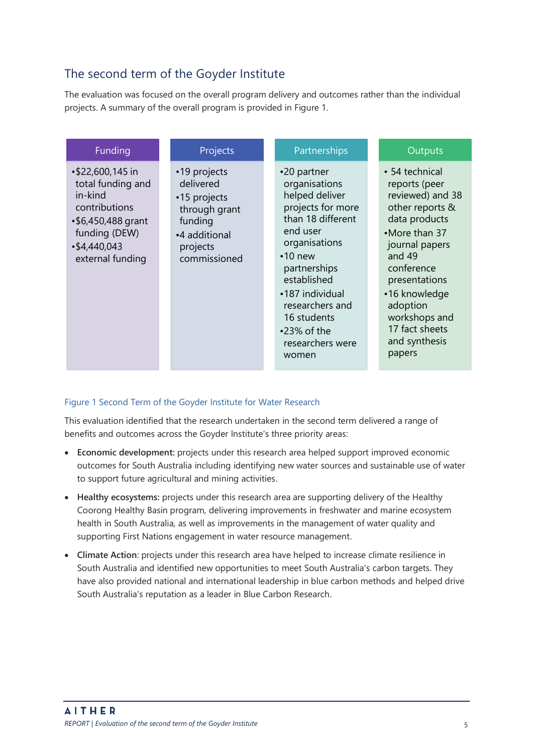## The second term of the Goyder Institute

The evaluation was focused on the overall program delivery and outcomes rather than the individual projects. A summary of the overall program is provided in Figure 1.

| Funding | Projects | Partnerships | Outputs |
|---|---|---|---|
| •$22,600,145 in total funding and in-kind contributions<br>•$6,450,488 grant funding (DEW)<br>•$4,440,043 external funding | •19 projects delivered<br>•15 projects through grant funding<br>•4 additional projects commissioned | •20 partner organisations helped deliver projects for more than 18 different end user organisations<br>•10 new partnerships established<br>•187 individual researchers and 16 students<br>•23% of the researchers were women | • 54 technical reports (peer reviewed) and 38 other reports & data products<br>•More than 37 journal papers and 49 conference presentations<br>•16 knowledge adoption workshops and 17 fact sheets and synthesis papers |

Figure 1 Second Term of the Goyder Institute for Water Research

This evaluation identified that the research undertaken in the second term delivered a range of benefits and outcomes across the Goyder Institute's three priority areas:

- **Economic development:** projects under this research area helped support improved economic outcomes for South Australia including identifying new water sources and sustainable use of water to support future agricultural and mining activities.
- **Healthy ecosystems:** projects under this research area are supporting delivery of the Healthy Coorong Healthy Basin program, delivering improvements in freshwater and marine ecosystem health in South Australia, as well as improvements in the management of water quality and supporting First Nations engagement in water resource management.
- **Climate Action**: projects under this research area have helped to increase climate resilience in South Australia and identified new opportunities to meet South Australia's carbon targets. They have also provided national and international leadership in blue carbon methods and helped drive South Australia's reputation as a leader in Blue Carbon Research.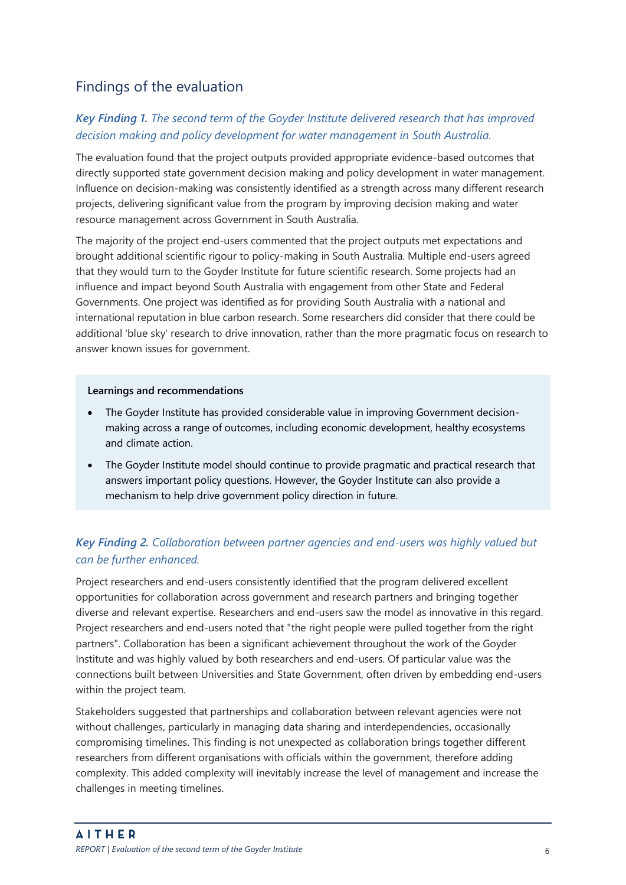## Findings of the evaluation

### ***Key Finding 1.*** *The second term of the Goyder Institute delivered research that has improved decision making and policy development for water management in South Australia.*

The evaluation found that the project outputs provided appropriate evidence-based outcomes that directly supported state government decision making and policy development in water management. Influence on decision-making was consistently identified as a strength across many different research projects, delivering significant value from the program by improving decision making and water resource management across Government in South Australia.

The majority of the project end-users commented that the project outputs met expectations and brought additional scientific rigour to policy-making in South Australia. Multiple end-users agreed that they would turn to the Goyder Institute for future scientific research. Some projects had an influence and impact beyond South Australia with engagement from other State and Federal Governments. One project was identified as for providing South Australia with a national and international reputation in blue carbon research. Some researchers did consider that there could be additional 'blue sky' research to drive innovation, rather than the more pragmatic focus on research to answer known issues for government.

> **Learnings and recommendations**
>
> - The Goyder Institute has provided considerable value in improving Government decision-making across a range of outcomes, including economic development, healthy ecosystems and climate action.
> - The Goyder Institute model should continue to provide pragmatic and practical research that answers important policy questions. However, the Goyder Institute can also provide a mechanism to help drive government policy direction in future.

### ***Key Finding 2.*** *Collaboration between partner agencies and end-users was highly valued but can be further enhanced.*

Project researchers and end-users consistently identified that the program delivered excellent opportunities for collaboration across government and research partners and bringing together diverse and relevant expertise. Researchers and end-users saw the model as innovative in this regard. Project researchers and end-users noted that "the right people were pulled together from the right partners". Collaboration has been a significant achievement throughout the work of the Goyder Institute and was highly valued by both researchers and end-users. Of particular value was the connections built between Universities and State Government, often driven by embedding end-users within the project team.

Stakeholders suggested that partnerships and collaboration between relevant agencies were not without challenges, particularly in managing data sharing and interdependencies, occasionally compromising timelines. This finding is not unexpected as collaboration brings together different researchers from different organisations with officials within the government, therefore adding complexity. This added complexity will inevitably increase the level of management and increase the challenges in meeting timelines.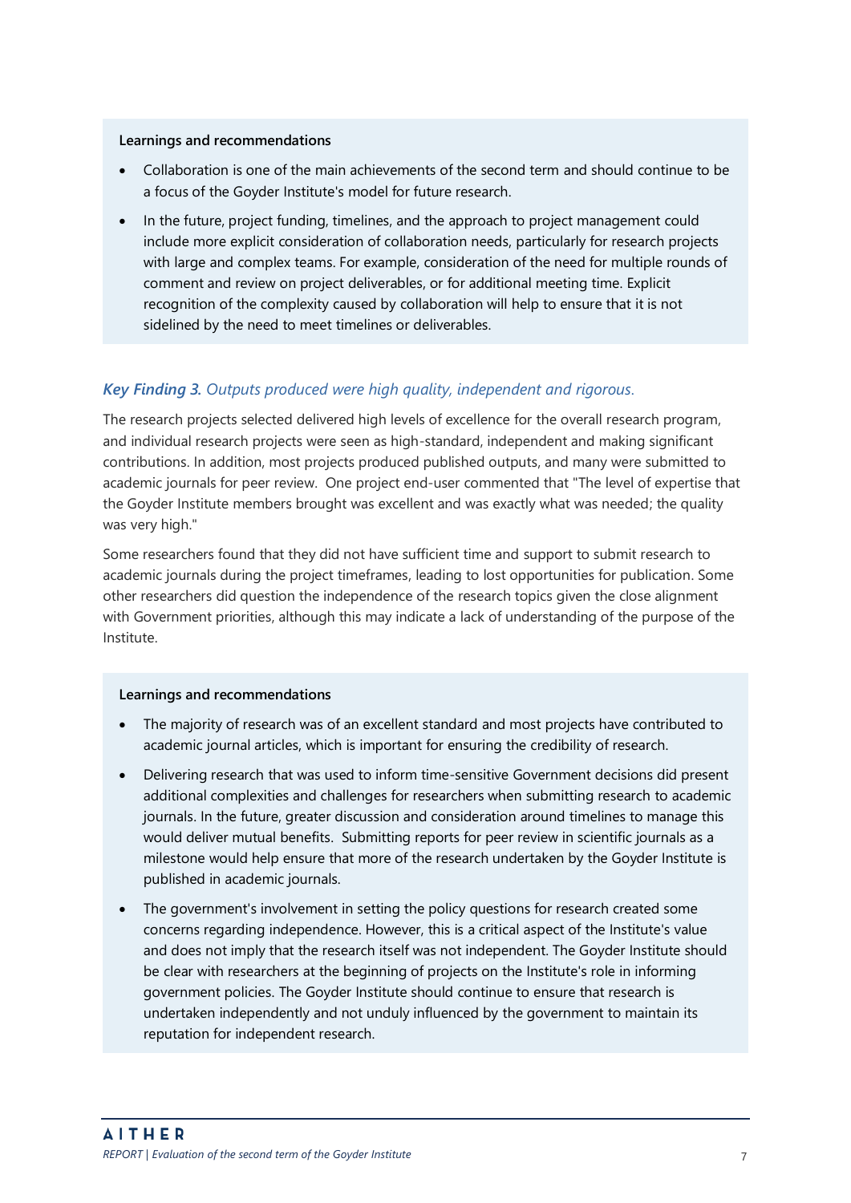**Learnings and recommendations**

- Collaboration is one of the main achievements of the second term and should continue to be a focus of the Goyder Institute's model for future research.
- In the future, project funding, timelines, and the approach to project management could include more explicit consideration of collaboration needs, particularly for research projects with large and complex teams. For example, consideration of the need for multiple rounds of comment and review on project deliverables, or for additional meeting time. Explicit recognition of the complexity caused by collaboration will help to ensure that it is not sidelined by the need to meet timelines or deliverables.

### *Key Finding 3. Outputs produced were high quality, independent and rigorous.*

The research projects selected delivered high levels of excellence for the overall research program, and individual research projects were seen as high-standard, independent and making significant contributions. In addition, most projects produced published outputs, and many were submitted to academic journals for peer review. One project end-user commented that "The level of expertise that the Goyder Institute members brought was excellent and was exactly what was needed; the quality was very high."

Some researchers found that they did not have sufficient time and support to submit research to academic journals during the project timeframes, leading to lost opportunities for publication. Some other researchers did question the independence of the research topics given the close alignment with Government priorities, although this may indicate a lack of understanding of the purpose of the Institute.

**Learnings and recommendations**

- The majority of research was of an excellent standard and most projects have contributed to academic journal articles, which is important for ensuring the credibility of research.
- Delivering research that was used to inform time-sensitive Government decisions did present additional complexities and challenges for researchers when submitting research to academic journals. In the future, greater discussion and consideration around timelines to manage this would deliver mutual benefits. Submitting reports for peer review in scientific journals as a milestone would help ensure that more of the research undertaken by the Goyder Institute is published in academic journals.
- The government's involvement in setting the policy questions for research created some concerns regarding independence. However, this is a critical aspect of the Institute's value and does not imply that the research itself was not independent. The Goyder Institute should be clear with researchers at the beginning of projects on the Institute's role in informing government policies. The Goyder Institute should continue to ensure that research is undertaken independently and not unduly influenced by the government to maintain its reputation for independent research.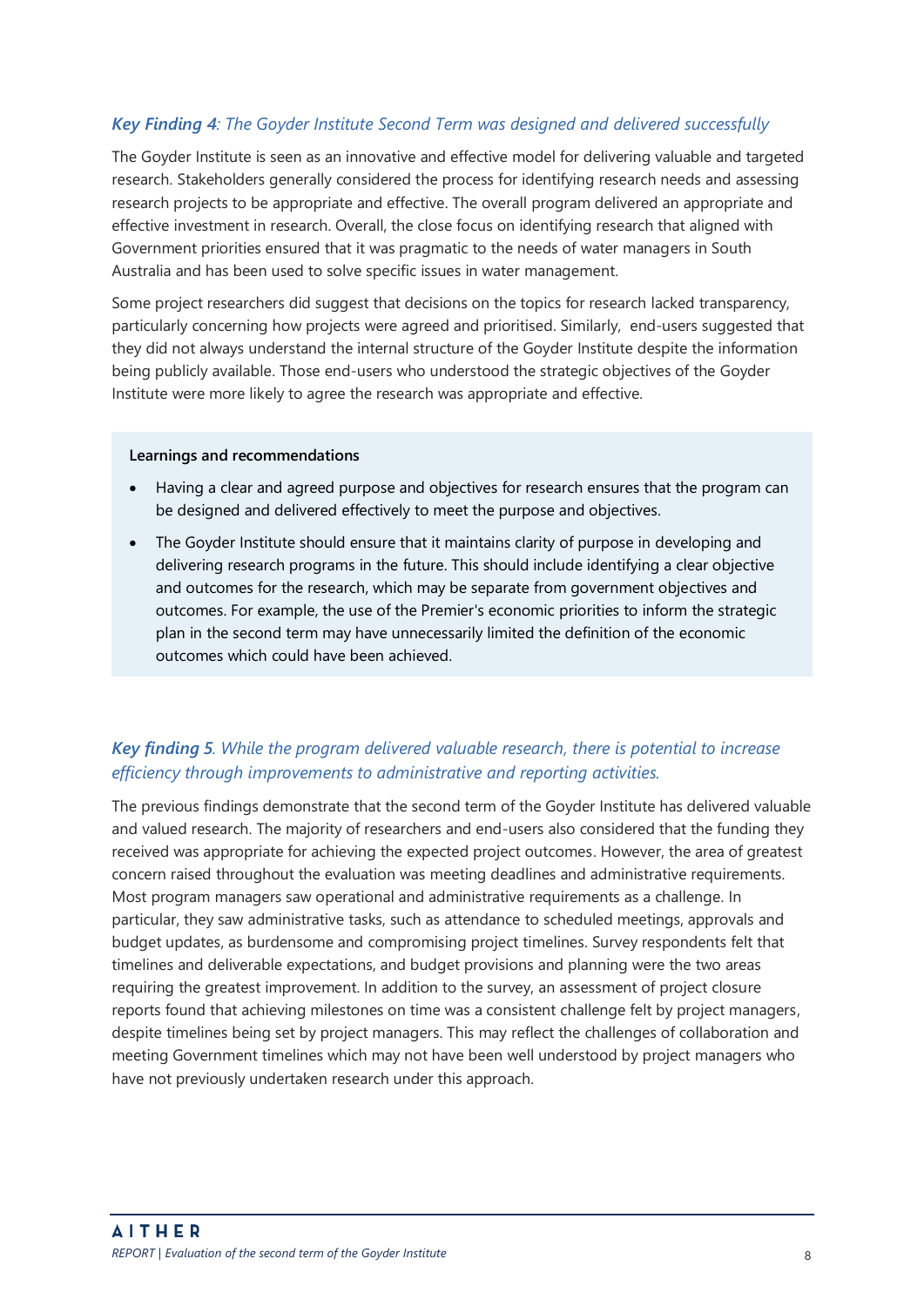### ***Key Finding 4****: The Goyder Institute Second Term was designed and delivered successfully*

The Goyder Institute is seen as an innovative and effective model for delivering valuable and targeted research. Stakeholders generally considered the process for identifying research needs and assessing research projects to be appropriate and effective. The overall program delivered an appropriate and effective investment in research. Overall, the close focus on identifying research that aligned with Government priorities ensured that it was pragmatic to the needs of water managers in South Australia and has been used to solve specific issues in water management.

Some project researchers did suggest that decisions on the topics for research lacked transparency, particularly concerning how projects were agreed and prioritised. Similarly, end-users suggested that they did not always understand the internal structure of the Goyder Institute despite the information being publicly available. Those end-users who understood the strategic objectives of the Goyder Institute were more likely to agree the research was appropriate and effective.

**Learnings and recommendations**

- Having a clear and agreed purpose and objectives for research ensures that the program can be designed and delivered effectively to meet the purpose and objectives.
- The Goyder Institute should ensure that it maintains clarity of purpose in developing and delivering research programs in the future. This should include identifying a clear objective and outcomes for the research, which may be separate from government objectives and outcomes. For example, the use of the Premier's economic priorities to inform the strategic plan in the second term may have unnecessarily limited the definition of the economic outcomes which could have been achieved.

### ***Key finding 5****. While the program delivered valuable research, there is potential to increase efficiency through improvements to administrative and reporting activities.*

The previous findings demonstrate that the second term of the Goyder Institute has delivered valuable and valued research. The majority of researchers and end-users also considered that the funding they received was appropriate for achieving the expected project outcomes. However, the area of greatest concern raised throughout the evaluation was meeting deadlines and administrative requirements. Most program managers saw operational and administrative requirements as a challenge. In particular, they saw administrative tasks, such as attendance to scheduled meetings, approvals and budget updates, as burdensome and compromising project timelines. Survey respondents felt that timelines and deliverable expectations, and budget provisions and planning were the two areas requiring the greatest improvement. In addition to the survey, an assessment of project closure reports found that achieving milestones on time was a consistent challenge felt by project managers, despite timelines being set by project managers. This may reflect the challenges of collaboration and meeting Government timelines which may not have been well understood by project managers who have not previously undertaken research under this approach.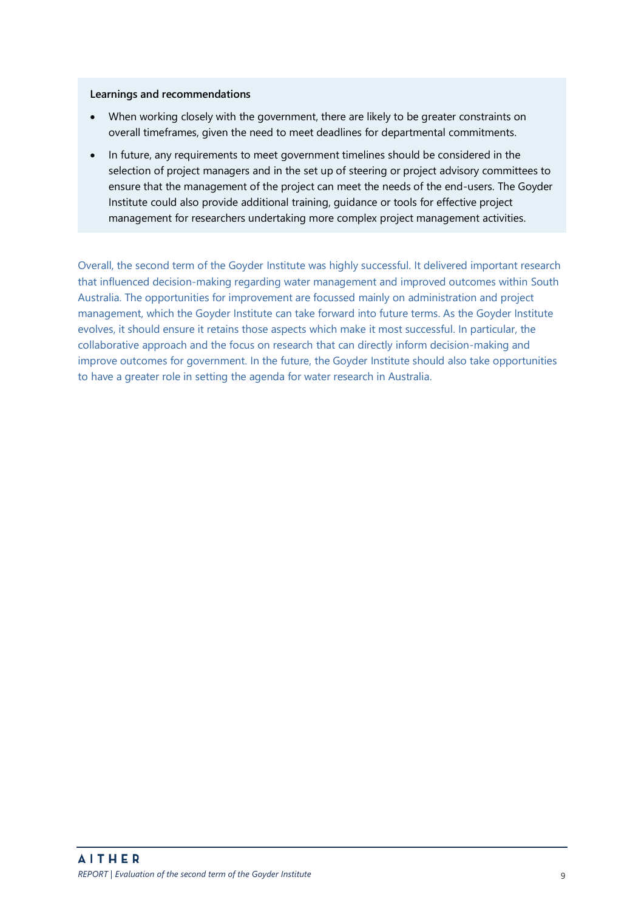**Learnings and recommendations**

- When working closely with the government, there are likely to be greater constraints on overall timeframes, given the need to meet deadlines for departmental commitments.
- In future, any requirements to meet government timelines should be considered in the selection of project managers and in the set up of steering or project advisory committees to ensure that the management of the project can meet the needs of the end-users. The Goyder Institute could also provide additional training, guidance or tools for effective project management for researchers undertaking more complex project management activities.

Overall, the second term of the Goyder Institute was highly successful. It delivered important research that influenced decision-making regarding water management and improved outcomes within South Australia. The opportunities for improvement are focussed mainly on administration and project management, which the Goyder Institute can take forward into future terms. As the Goyder Institute evolves, it should ensure it retains those aspects which make it most successful. In particular, the collaborative approach and the focus on research that can directly inform decision-making and improve outcomes for government. In the future, the Goyder Institute should also take opportunities to have a greater role in setting the agenda for water research in Australia.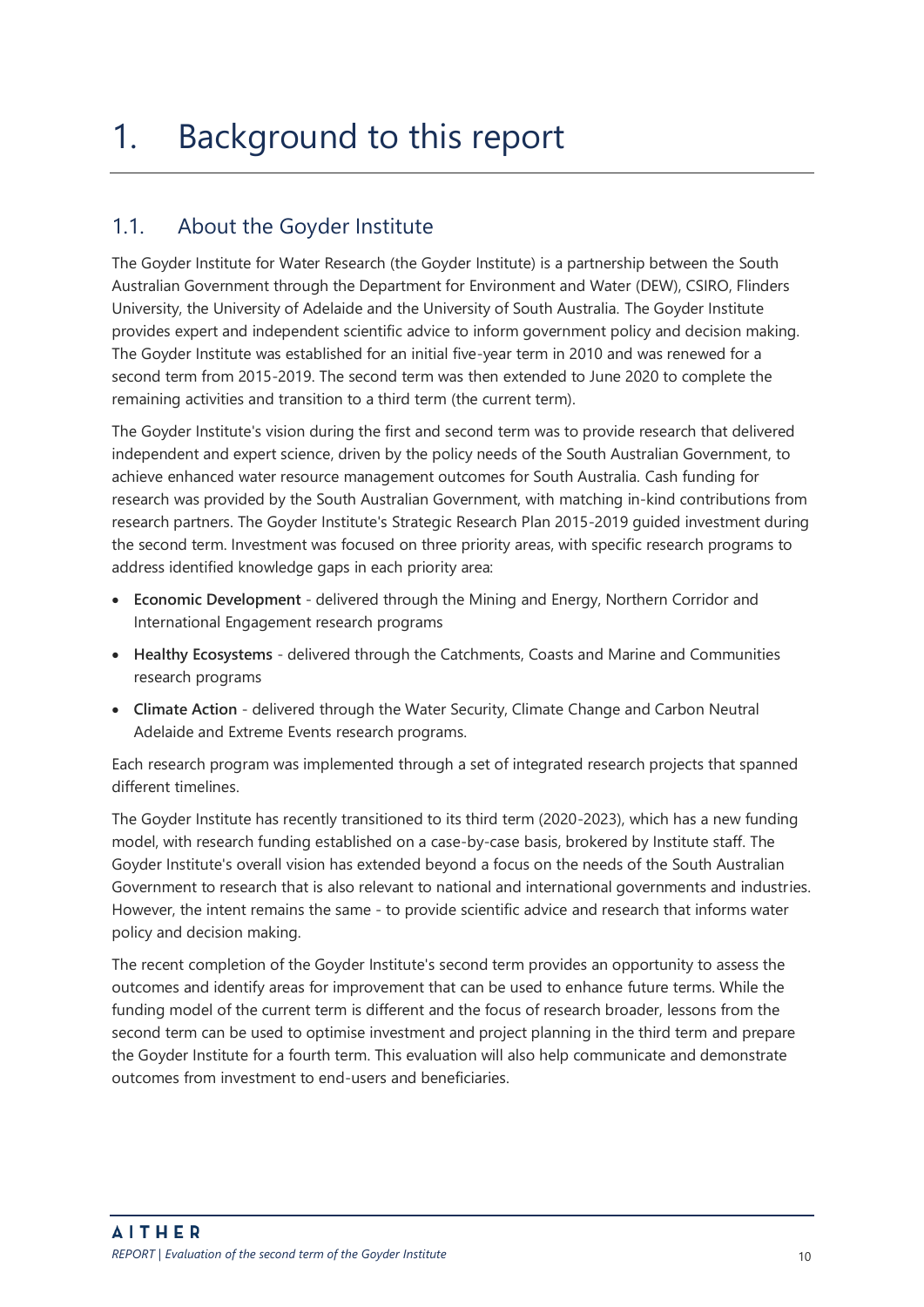# 1. Background to this report

## 1.1. About the Goyder Institute

The Goyder Institute for Water Research (the Goyder Institute) is a partnership between the South Australian Government through the Department for Environment and Water (DEW), CSIRO, Flinders University, the University of Adelaide and the University of South Australia. The Goyder Institute provides expert and independent scientific advice to inform government policy and decision making. The Goyder Institute was established for an initial five-year term in 2010 and was renewed for a second term from 2015-2019. The second term was then extended to June 2020 to complete the remaining activities and transition to a third term (the current term).

The Goyder Institute's vision during the first and second term was to provide research that delivered independent and expert science, driven by the policy needs of the South Australian Government, to achieve enhanced water resource management outcomes for South Australia. Cash funding for research was provided by the South Australian Government, with matching in-kind contributions from research partners. The Goyder Institute's Strategic Research Plan 2015-2019 guided investment during the second term. Investment was focused on three priority areas, with specific research programs to address identified knowledge gaps in each priority area:

- **Economic Development** - delivered through the Mining and Energy, Northern Corridor and International Engagement research programs
- **Healthy Ecosystems** - delivered through the Catchments, Coasts and Marine and Communities research programs
- **Climate Action** - delivered through the Water Security, Climate Change and Carbon Neutral Adelaide and Extreme Events research programs.

Each research program was implemented through a set of integrated research projects that spanned different timelines.

The Goyder Institute has recently transitioned to its third term (2020-2023), which has a new funding model, with research funding established on a case-by-case basis, brokered by Institute staff. The Goyder Institute's overall vision has extended beyond a focus on the needs of the South Australian Government to research that is also relevant to national and international governments and industries. However, the intent remains the same - to provide scientific advice and research that informs water policy and decision making.

The recent completion of the Goyder Institute's second term provides an opportunity to assess the outcomes and identify areas for improvement that can be used to enhance future terms. While the funding model of the current term is different and the focus of research broader, lessons from the second term can be used to optimise investment and project planning in the third term and prepare the Goyder Institute for a fourth term. This evaluation will also help communicate and demonstrate outcomes from investment to end-users and beneficiaries.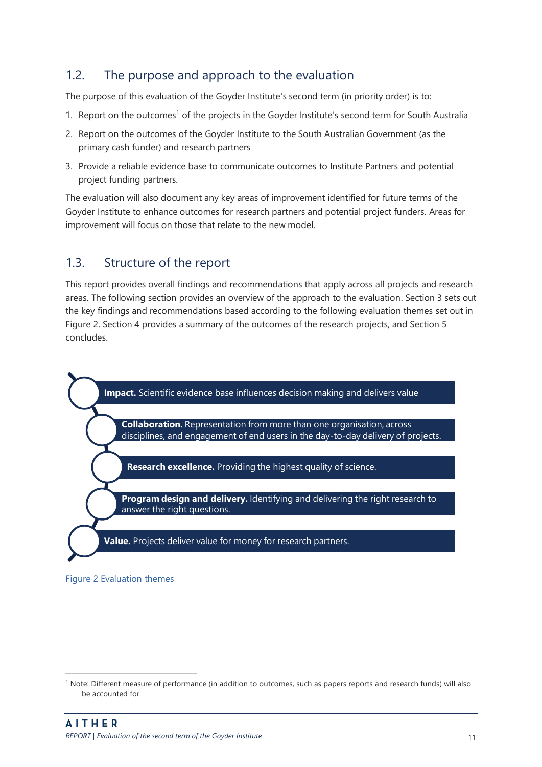## 1.2. The purpose and approach to the evaluation

The purpose of this evaluation of the Goyder Institute's second term (in priority order) is to:

1. Report on the outcomes[1] of the projects in the Goyder Institute's second term for South Australia
2. Report on the outcomes of the Goyder Institute to the South Australian Government (as the primary cash funder) and research partners
3. Provide a reliable evidence base to communicate outcomes to Institute Partners and potential project funding partners.

The evaluation will also document any key areas of improvement identified for future terms of the Goyder Institute to enhance outcomes for research partners and potential project funders. Areas for improvement will focus on those that relate to the new model.

## 1.3. Structure of the report

This report provides overall findings and recommendations that apply across all projects and research areas. The following section provides an overview of the approach to the evaluation. Section 3 sets out the key findings and recommendations based according to the following evaluation themes set out in Figure 2. Section 4 provides a summary of the outcomes of the research projects, and Section 5 concludes.

- **Impact.** Scientific evidence base influences decision making and delivers value
- **Collaboration.** Representation from more than one organisation, across disciplines, and engagement of end users in the day-to-day delivery of projects.
- **Research excellence.** Providing the highest quality of science.
- **Program design and delivery.** Identifying and delivering the right research to answer the right questions.
- **Value.** Projects deliver value for money for research partners.

Figure 2 Evaluation themes

[1] Note: Different measure of performance (in addition to outcomes, such as papers reports and research funds) will also be accounted for.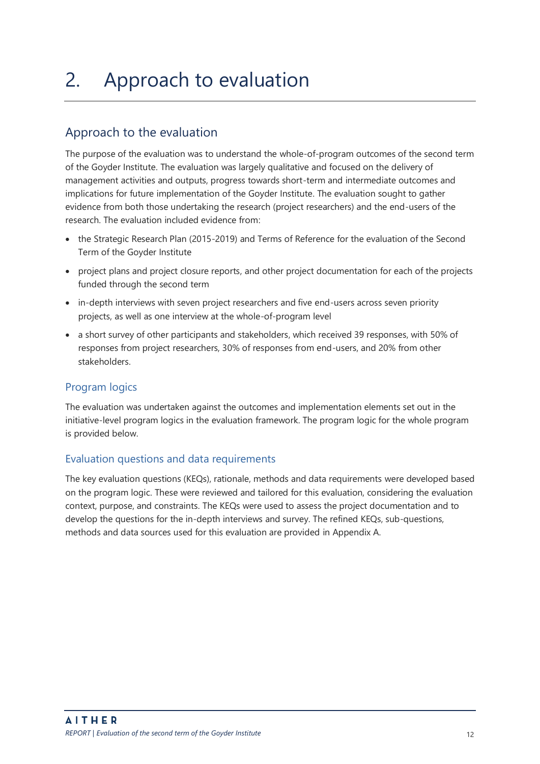# 2. Approach to evaluation

## Approach to the evaluation

The purpose of the evaluation was to understand the whole-of-program outcomes of the second term of the Goyder Institute. The evaluation was largely qualitative and focused on the delivery of management activities and outputs, progress towards short-term and intermediate outcomes and implications for future implementation of the Goyder Institute. The evaluation sought to gather evidence from both those undertaking the research (project researchers) and the end-users of the research. The evaluation included evidence from:

- the Strategic Research Plan (2015-2019) and Terms of Reference for the evaluation of the Second Term of the Goyder Institute
- project plans and project closure reports, and other project documentation for each of the projects funded through the second term
- in-depth interviews with seven project researchers and five end-users across seven priority projects, as well as one interview at the whole-of-program level
- a short survey of other participants and stakeholders, which received 39 responses, with 50% of responses from project researchers, 30% of responses from end-users, and 20% from other stakeholders.

### Program logics

The evaluation was undertaken against the outcomes and implementation elements set out in the initiative-level program logics in the evaluation framework. The program logic for the whole program is provided below.

### Evaluation questions and data requirements

The key evaluation questions (KEQs), rationale, methods and data requirements were developed based on the program logic. These were reviewed and tailored for this evaluation, considering the evaluation context, purpose, and constraints. The KEQs were used to assess the project documentation and to develop the questions for the in-depth interviews and survey. The refined KEQs, sub-questions, methods and data sources used for this evaluation are provided in Appendix A.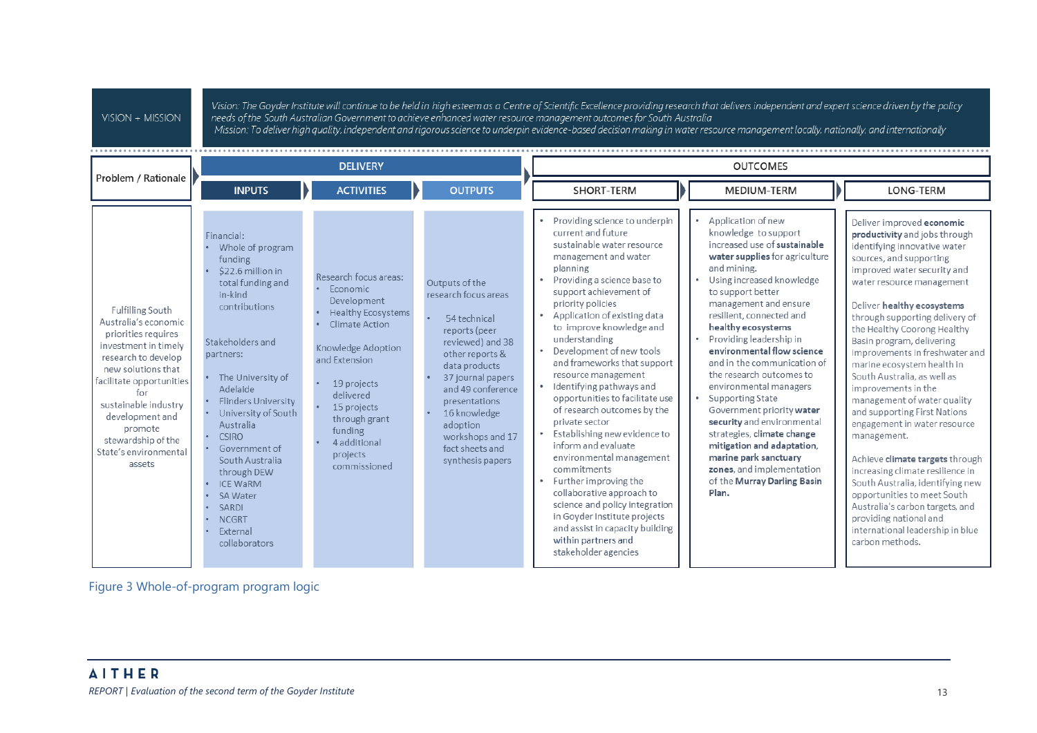**VISION + MISSION**

*Vision: The Goyder Institute will continue to be held in high esteem as a Centre of Scientific Excellence providing research that delivers independent and expert science driven by the policy needs of the South Australian Government to achieve enhanced water resource management outcomes for South Australia*

*Mission: To deliver high quality, independent and rigorous science to underpin evidence-based decision making in water resource management locally, nationally, and internationally*

| Problem / Rationale | DELIVERY | | | OUTCOMES | | |
|---|---|---|---|---|---|---|
| | **INPUTS** | **ACTIVITIES** | **OUTPUTS** | **SHORT-TERM** | **MEDIUM-TERM** | **LONG-TERM** |
| Fulfilling South Australia's economic priorities requires investment in timely research to develop new solutions that facilitate opportunities for sustainable industry development and promote stewardship of the State's environmental assets | Financial:<br>• Whole of program funding<br>• $22.6 million in total funding and in-kind contributions<br><br>Stakeholders and partners:<br>• The University of Adelaide<br>• Flinders University<br>• University of South Australia<br>• CSIRO<br>• Government of South Australia through DEW<br>• ICE WaRM<br>• SA Water<br>• SARDI<br>• NCGRT<br>• External collaborators | Research focus areas:<br>• Economic Development<br>• Healthy Ecosystems<br>• Climate Action<br><br>Knowledge Adoption and Extension<br><br>• 19 projects delivered<br>• 15 projects through grant funding<br>• 4 additional projects commissioned | Outputs of the research focus areas<br><br>• 54 technical reports (peer reviewed) and 38 other reports & data products<br>• 37 journal papers and 49 conference presentations<br>• 16 knowledge adoption workshops and 17 fact sheets and synthesis papers | • Providing science to underpin current and future sustainable water resource management and water planning<br>• Providing a science base to support achievement of priority policies<br>• Application of existing data to improve knowledge and understanding<br>• Development of new tools and frameworks that support resource management<br>• Identifying pathways and opportunities to facilitate use of research outcomes by the private sector<br>• Establishing new evidence to inform and evaluate environmental management commitments<br>• Further improving the collaborative approach to science and policy integration in Goyder Institute projects and assist in capacity building within partners and stakeholder agencies | • Application of new knowledge to support increased use of **sustainable water supplies** for agriculture and mining.<br>• Using increased knowledge to support better management and ensure resilient, connected and **healthy ecosystems**<br>• Providing leadership in **environmental flow science** and in the communication of the research outcomes to environmental managers<br>• Supporting State Government priority **water security** and environmental strategies, **climate change mitigation and adaptation**, **marine park sanctuary zones**, and implementation of the **Murray Darling Basin Plan.** | Deliver improved **economic productivity** and jobs through identifying innovative water sources, and supporting improved water security and water resource management<br><br>Deliver **healthy ecosystems** through supporting delivery of the Healthy Coorong Healthy Basin program, delivering improvements in freshwater and marine ecosystem health in South Australia, as well as improvements in the management of water quality and supporting First Nations engagement in water resource management.<br><br>Achieve **climate targets** through increasing climate resilience in South Australia, identifying new opportunities to meet South Australia's carbon targets, and providing national and international leadership in blue carbon methods. |

Figure 3 Whole-of-program program logic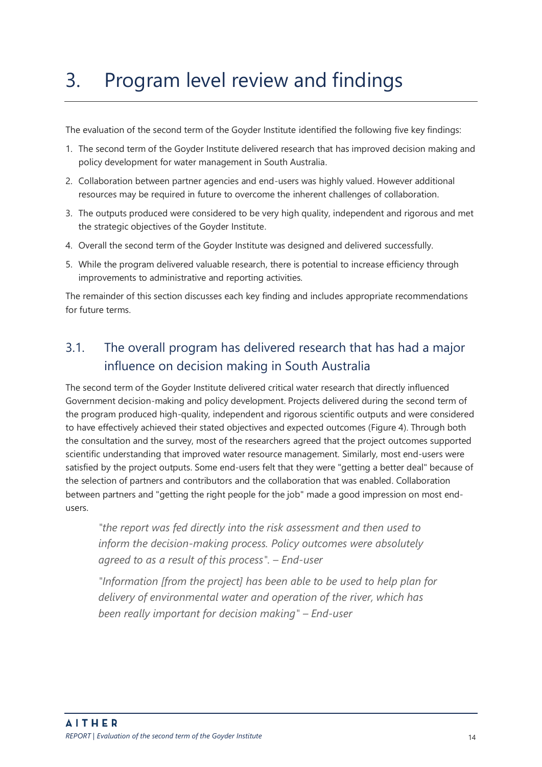# 3. Program level review and findings

The evaluation of the second term of the Goyder Institute identified the following five key findings:

1. The second term of the Goyder Institute delivered research that has improved decision making and policy development for water management in South Australia.
2. Collaboration between partner agencies and end-users was highly valued. However additional resources may be required in future to overcome the inherent challenges of collaboration.
3. The outputs produced were considered to be very high quality, independent and rigorous and met the strategic objectives of the Goyder Institute.
4. Overall the second term of the Goyder Institute was designed and delivered successfully.
5. While the program delivered valuable research, there is potential to increase efficiency through improvements to administrative and reporting activities.

The remainder of this section discusses each key finding and includes appropriate recommendations for future terms.

## 3.1. The overall program has delivered research that has had a major influence on decision making in South Australia

The second term of the Goyder Institute delivered critical water research that directly influenced Government decision-making and policy development. Projects delivered during the second term of the program produced high-quality, independent and rigorous scientific outputs and were considered to have effectively achieved their stated objectives and expected outcomes (Figure 4). Through both the consultation and the survey, most of the researchers agreed that the project outcomes supported scientific understanding that improved water resource management. Similarly, most end-users were satisfied by the project outputs. Some end-users felt that they were "getting a better deal" because of the selection of partners and contributors and the collaboration that was enabled. Collaboration between partners and "getting the right people for the job" made a good impression on most end-users.

> *"the report was fed directly into the risk assessment and then used to inform the decision-making process. Policy outcomes were absolutely agreed to as a result of this process". – End-user*

> *"Information [from the project] has been able to be used to help plan for delivery of environmental water and operation of the river, which has been really important for decision making" – End-user*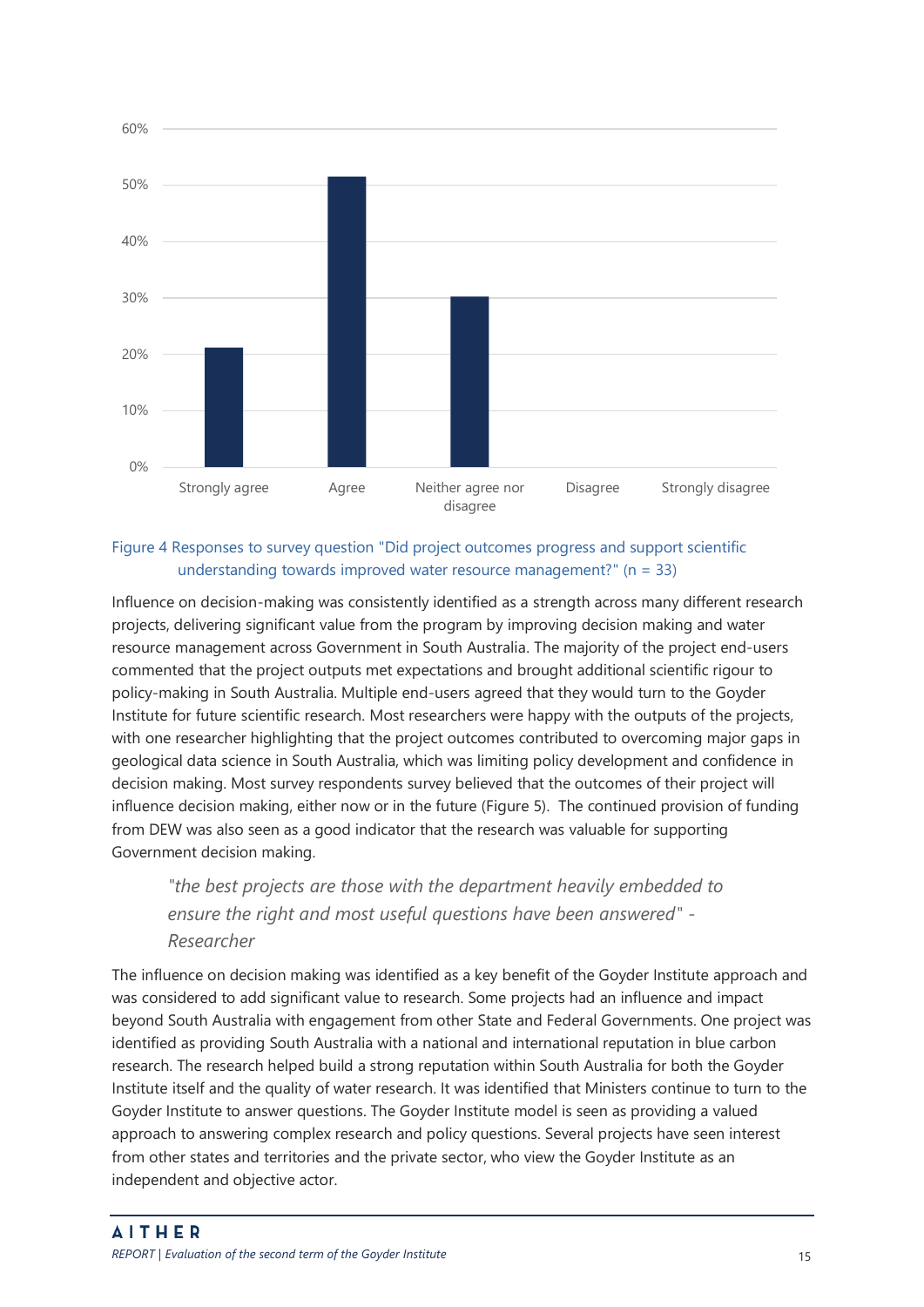Figure 4 Responses to survey question "Did project outcomes progress and support scientific understanding towards improved water resource management?" (n = 33)

Influence on decision-making was consistently identified as a strength across many different research projects, delivering significant value from the program by improving decision making and water resource management across Government in South Australia. The majority of the project end-users commented that the project outputs met expectations and brought additional scientific rigour to policy-making in South Australia. Multiple end-users agreed that they would turn to the Goyder Institute for future scientific research. Most researchers were happy with the outputs of the projects, with one researcher highlighting that the project outcomes contributed to overcoming major gaps in geological data science in South Australia, which was limiting policy development and confidence in decision making. Most survey respondents survey believed that the outcomes of their project will influence decision making, either now or in the future (Figure 5). The continued provision of funding from DEW was also seen as a good indicator that the research was valuable for supporting Government decision making.

> *"the best projects are those with the department heavily embedded to ensure the right and most useful questions have been answered" - Researcher*

The influence on decision making was identified as a key benefit of the Goyder Institute approach and was considered to add significant value to research. Some projects had an influence and impact beyond South Australia with engagement from other State and Federal Governments. One project was identified as providing South Australia with a national and international reputation in blue carbon research. The research helped build a strong reputation within South Australia for both the Goyder Institute itself and the quality of water research. It was identified that Ministers continue to turn to the Goyder Institute to answer questions. The Goyder Institute model is seen as providing a valued approach to answering complex research and policy questions. Several projects have seen interest from other states and territories and the private sector, who view the Goyder Institute as an independent and objective actor.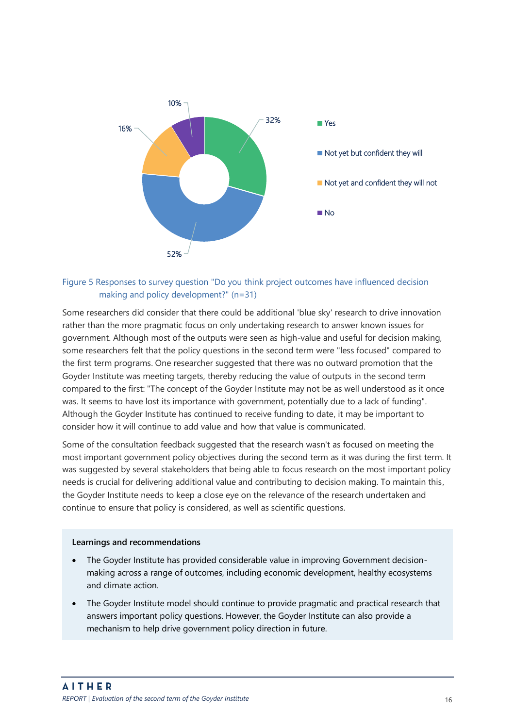Figure 5 Responses to survey question "Do you think project outcomes have influenced decision making and policy development?" (n=31)

Some researchers did consider that there could be additional 'blue sky' research to drive innovation rather than the more pragmatic focus on only undertaking research to answer known issues for government. Although most of the outputs were seen as high-value and useful for decision making, some researchers felt that the policy questions in the second term were "less focused" compared to the first term programs. One researcher suggested that there was no outward promotion that the Goyder Institute was meeting targets, thereby reducing the value of outputs in the second term compared to the first: "The concept of the Goyder Institute may not be as well understood as it once was. It seems to have lost its importance with government, potentially due to a lack of funding". Although the Goyder Institute has continued to receive funding to date, it may be important to consider how it will continue to add value and how that value is communicated.

Some of the consultation feedback suggested that the research wasn't as focused on meeting the most important government policy objectives during the second term as it was during the first term. It was suggested by several stakeholders that being able to focus research on the most important policy needs is crucial for delivering additional value and contributing to decision making. To maintain this, the Goyder Institute needs to keep a close eye on the relevance of the research undertaken and continue to ensure that policy is considered, as well as scientific questions.

**Learnings and recommendations**

- The Goyder Institute has provided considerable value in improving Government decision-making across a range of outcomes, including economic development, healthy ecosystems and climate action.
- The Goyder Institute model should continue to provide pragmatic and practical research that answers important policy questions. However, the Goyder Institute can also provide a mechanism to help drive government policy direction in future.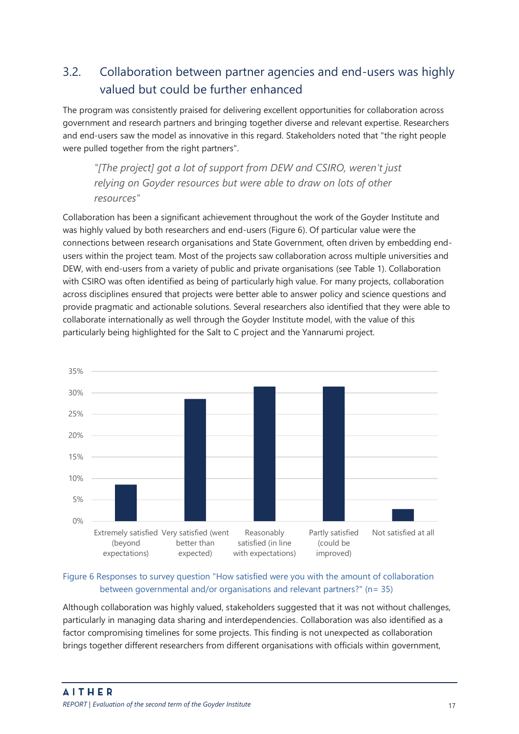## 3.2. Collaboration between partner agencies and end-users was highly valued but could be further enhanced

The program was consistently praised for delivering excellent opportunities for collaboration across government and research partners and bringing together diverse and relevant expertise. Researchers and end-users saw the model as innovative in this regard. Stakeholders noted that "the right people were pulled together from the right partners".

> *"[The project] got a lot of support from DEW and CSIRO, weren't just relying on Goyder resources but were able to draw on lots of other resources"*

Collaboration has been a significant achievement throughout the work of the Goyder Institute and was highly valued by both researchers and end-users (Figure 6). Of particular value were the connections between research organisations and State Government, often driven by embedding end-users within the project team. Most of the projects saw collaboration across multiple universities and DEW, with end-users from a variety of public and private organisations (see Table 1). Collaboration with CSIRO was often identified as being of particularly high value. For many projects, collaboration across disciplines ensured that projects were better able to answer policy and science questions and provide pragmatic and actionable solutions. Several researchers also identified that they were able to collaborate internationally as well through the Goyder Institute model, with the value of this particularly being highlighted for the Salt to C project and the Yannarumi project.

Figure 6 Responses to survey question "How satisfied were you with the amount of collaboration between governmental and/or organisations and relevant partners?" (n= 35)

Although collaboration was highly valued, stakeholders suggested that it was not without challenges, particularly in managing data sharing and interdependencies. Collaboration was also identified as a factor compromising timelines for some projects. This finding is not unexpected as collaboration brings together different researchers from different organisations with officials within government,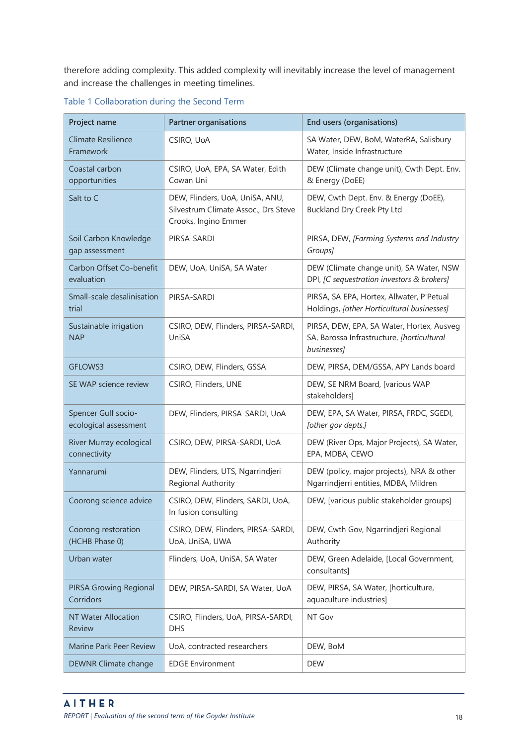therefore adding complexity. This added complexity will inevitably increase the level of management and increase the challenges in meeting timelines.

Table 1 Collaboration during the Second Term

| Project name | Partner organisations | End users (organisations) |
|---|---|---|
| Climate Resilience Framework | CSIRO, UoA | SA Water, DEW, BoM, WaterRA, Salisbury Water, Inside Infrastructure |
| Coastal carbon opportunities | CSIRO, UoA, EPA, SA Water, Edith Cowan Uni | DEW (Climate change unit), Cwth Dept. Env. & Energy (DoEE) |
| Salt to C | DEW, Flinders, UoA, UniSA, ANU, Silvestrum Climate Assoc., Drs Steve Crooks, Ingino Emmer | DEW, Cwth Dept. Env. & Energy (DoEE), Buckland Dry Creek Pty Ltd |
| Soil Carbon Knowledge gap assessment | PIRSA-SARDI | PIRSA, DEW, *[Farming Systems and Industry Groups]* |
| Carbon Offset Co-benefit evaluation | DEW, UoA, UniSA, SA Water | DEW (Climate change unit), SA Water, NSW DPI, *[C sequestration investors & brokers]* |
| Small-scale desalinisation trial | PIRSA-SARDI | PIRSA, SA EPA, Hortex, Allwater, P'Petual Holdings, *[other Horticultural businesses]* |
| Sustainable irrigation NAP | CSIRO, DEW, Flinders, PIRSA-SARDI, UniSA | PIRSA, DEW, EPA, SA Water, Hortex, Ausveg SA, Barossa Infrastructure, *[horticultural businesses]* |
| GFLOWS3 | CSIRO, DEW, Flinders, GSSA | DEW, PIRSA, DEM/GSSA, APY Lands board |
| SE WAP science review | CSIRO, Flinders, UNE | DEW, SE NRM Board, [various WAP stakeholders] |
| Spencer Gulf socio-ecological assessment | DEW, Flinders, PIRSA-SARDI, UoA | DEW, EPA, SA Water, PIRSA, FRDC, SGEDI, *[other gov depts.]* |
| River Murray ecological connectivity | CSIRO, DEW, PIRSA-SARDI, UoA | DEW (River Ops, Major Projects), SA Water, EPA, MDBA, CEWO |
| Yannarumi | DEW, Flinders, UTS, Ngarrindjeri Regional Authority | DEW (policy, major projects), NRA & other Ngarrindjeri entities, MDBA, Mildren |
| Coorong science advice | CSIRO, DEW, Flinders, SARDI, UoA, In fusion consulting | DEW, [various public stakeholder groups] |
| Coorong restoration (HCHB Phase 0) | CSIRO, DEW, Flinders, PIRSA-SARDI, UoA, UniSA, UWA | DEW, Cwth Gov, Ngarrindjeri Regional Authority |
| Urban water | Flinders, UoA, UniSA, SA Water | DEW, Green Adelaide, [Local Government, consultants] |
| PIRSA Growing Regional Corridors | DEW, PIRSA-SARDI, SA Water, UoA | DEW, PIRSA, SA Water, [horticulture, aquaculture industries] |
| NT Water Allocation Review | CSIRO, Flinders, UoA, PIRSA-SARDI, DHS | NT Gov |
| Marine Park Peer Review | UoA, contracted researchers | DEW, BoM |
| DEWNR Climate change | EDGE Environment | DEW |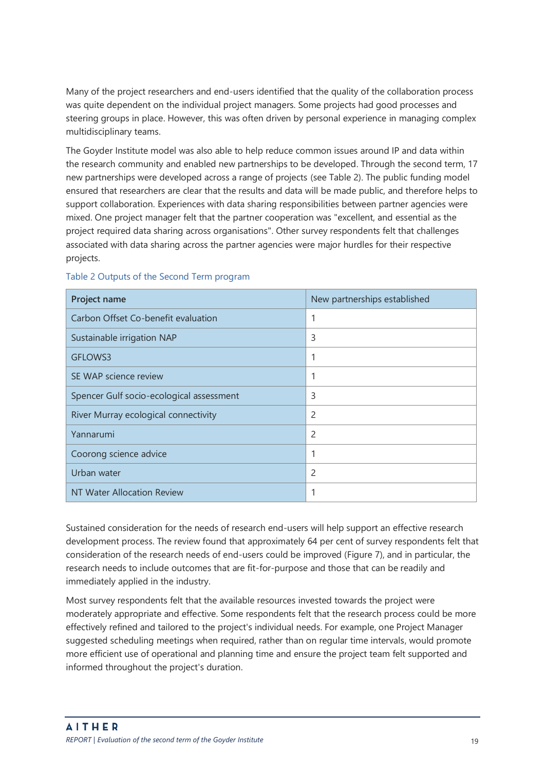Many of the project researchers and end-users identified that the quality of the collaboration process was quite dependent on the individual project managers. Some projects had good processes and steering groups in place. However, this was often driven by personal experience in managing complex multidisciplinary teams.

The Goyder Institute model was also able to help reduce common issues around IP and data within the research community and enabled new partnerships to be developed. Through the second term, 17 new partnerships were developed across a range of projects (see Table 2). The public funding model ensured that researchers are clear that the results and data will be made public, and therefore helps to support collaboration. Experiences with data sharing responsibilities between partner agencies were mixed. One project manager felt that the partner cooperation was "excellent, and essential as the project required data sharing across organisations". Other survey respondents felt that challenges associated with data sharing across the partner agencies were major hurdles for their respective projects.

Table 2 Outputs of the Second Term program

| Project name | New partnerships established |
|---|---|
| Carbon Offset Co-benefit evaluation | 1 |
| Sustainable irrigation NAP | 3 |
| GFLOWS3 | 1 |
| SE WAP science review | 1 |
| Spencer Gulf socio-ecological assessment | 3 |
| River Murray ecological connectivity | 2 |
| Yannarumi | 2 |
| Coorong science advice | 1 |
| Urban water | 2 |
| NT Water Allocation Review | 1 |

Sustained consideration for the needs of research end-users will help support an effective research development process. The review found that approximately 64 per cent of survey respondents felt that consideration of the research needs of end-users could be improved (Figure 7), and in particular, the research needs to include outcomes that are fit-for-purpose and those that can be readily and immediately applied in the industry.

Most survey respondents felt that the available resources invested towards the project were moderately appropriate and effective. Some respondents felt that the research process could be more effectively refined and tailored to the project's individual needs. For example, one Project Manager suggested scheduling meetings when required, rather than on regular time intervals, would promote more efficient use of operational and planning time and ensure the project team felt supported and informed throughout the project's duration.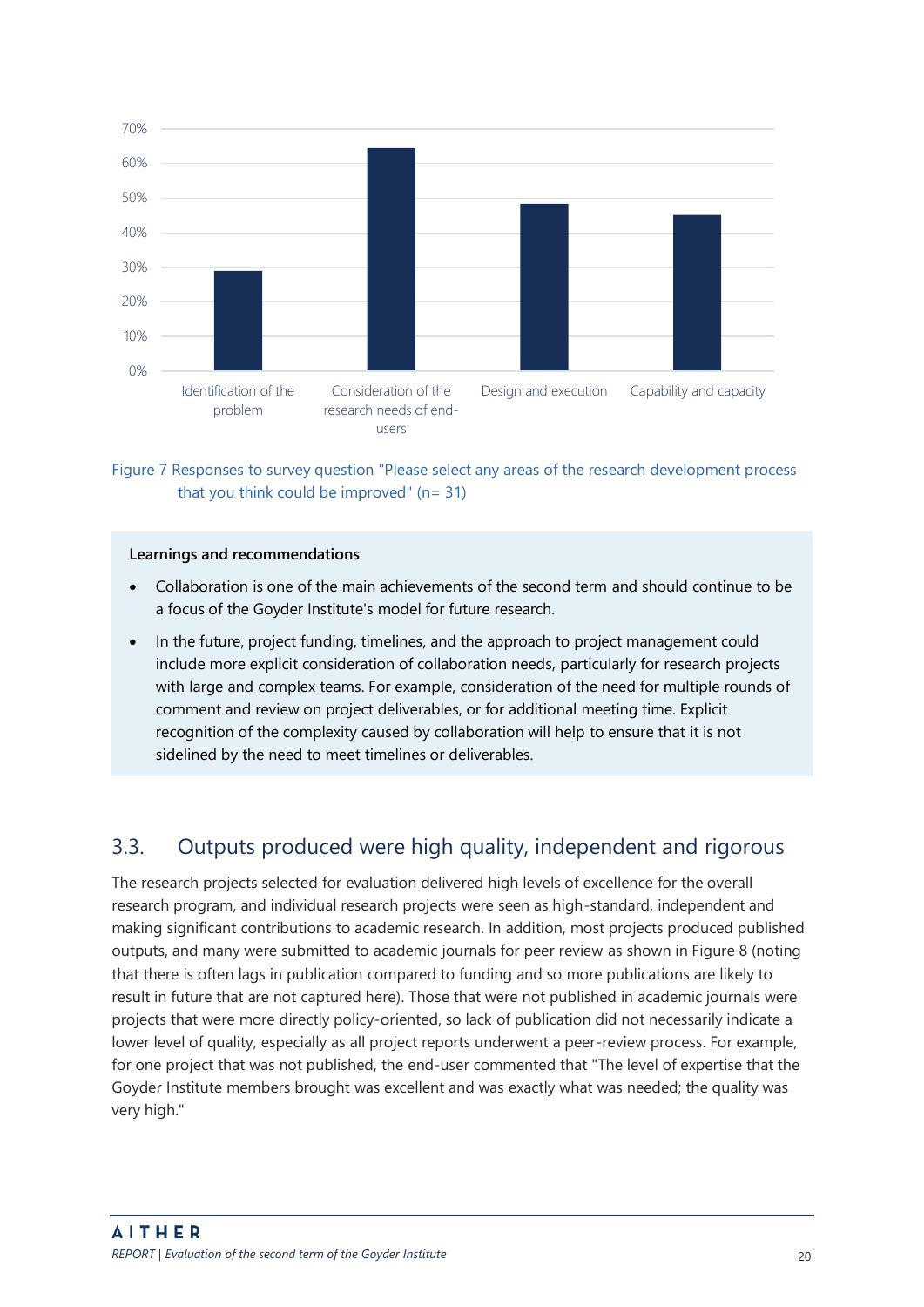Figure 7 Responses to survey question "Please select any areas of the research development process that you think could be improved" (n= 31)

**Learnings and recommendations**

- Collaboration is one of the main achievements of the second term and should continue to be a focus of the Goyder Institute's model for future research.
- In the future, project funding, timelines, and the approach to project management could include more explicit consideration of collaboration needs, particularly for research projects with large and complex teams. For example, consideration of the need for multiple rounds of comment and review on project deliverables, or for additional meeting time. Explicit recognition of the complexity caused by collaboration will help to ensure that it is not sidelined by the need to meet timelines or deliverables.

## 3.3. Outputs produced were high quality, independent and rigorous

The research projects selected for evaluation delivered high levels of excellence for the overall research program, and individual research projects were seen as high-standard, independent and making significant contributions to academic research. In addition, most projects produced published outputs, and many were submitted to academic journals for peer review as shown in Figure 8 (noting that there is often lags in publication compared to funding and so more publications are likely to result in future that are not captured here). Those that were not published in academic journals were projects that were more directly policy-oriented, so lack of publication did not necessarily indicate a lower level of quality, especially as all project reports underwent a peer-review process. For example, for one project that was not published, the end-user commented that "The level of expertise that the Goyder Institute members brought was excellent and was exactly what was needed; the quality was very high."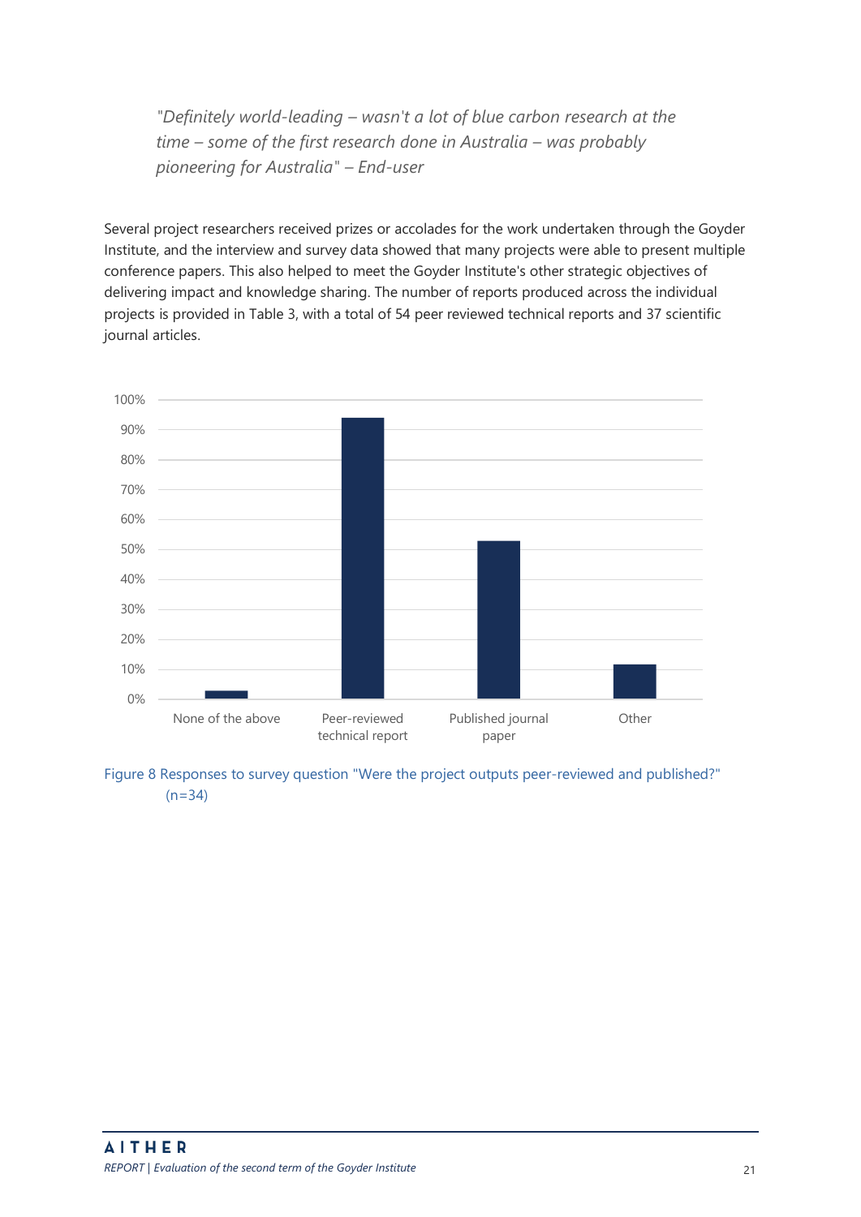*"Definitely world-leading – wasn't a lot of blue carbon research at the time – some of the first research done in Australia – was probably pioneering for Australia" – End-user*

Several project researchers received prizes or accolades for the work undertaken through the Goyder Institute, and the interview and survey data showed that many projects were able to present multiple conference papers. This also helped to meet the Goyder Institute's other strategic objectives of delivering impact and knowledge sharing. The number of reports produced across the individual projects is provided in Table 3, with a total of 54 peer reviewed technical reports and 37 scientific journal articles.

Figure 8 Responses to survey question "Were the project outputs peer-reviewed and published?" (n=34)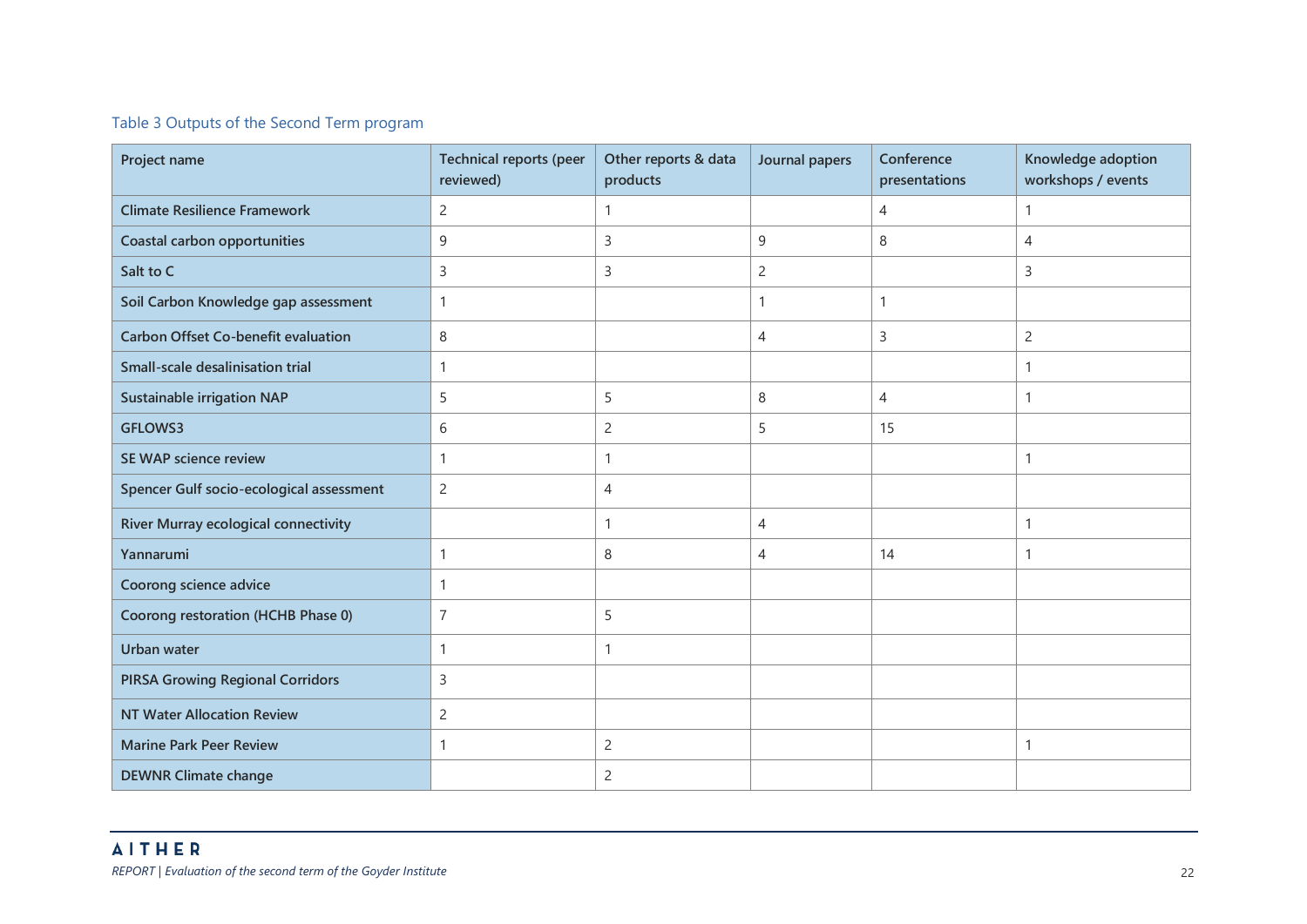Table 3 Outputs of the Second Term program

| Project name | Technical reports (peer reviewed) | Other reports & data products | Journal papers | Conference presentations | Knowledge adoption workshops / events |
|---|---|---|---|---|---|
| Climate Resilience Framework | 2 | 1 | | 4 | 1 |
| Coastal carbon opportunities | 9 | 3 | 9 | 8 | 4 |
| Salt to C | 3 | 3 | 2 | | 3 |
| Soil Carbon Knowledge gap assessment | 1 | | 1 | 1 | |
| Carbon Offset Co-benefit evaluation | 8 | | 4 | 3 | 2 |
| Small-scale desalinisation trial | 1 | | | | 1 |
| Sustainable irrigation NAP | 5 | 5 | 8 | 4 | 1 |
| GFLOWS3 | 6 | 2 | 5 | 15 | |
| SE WAP science review | 1 | 1 | | | 1 |
| Spencer Gulf socio-ecological assessment | 2 | 4 | | | |
| River Murray ecological connectivity | | 1 | 4 | | 1 |
| Yannarumi | 1 | 8 | 4 | 14 | 1 |
| Coorong science advice | 1 | | | | |
| Coorong restoration (HCHB Phase 0) | 7 | 5 | | | |
| Urban water | 1 | 1 | | | |
| PIRSA Growing Regional Corridors | 3 | | | | |
| NT Water Allocation Review | 2 | | | | |
| Marine Park Peer Review | 1 | 2 | | | 1 |
| DEWNR Climate change | | 2 | | | |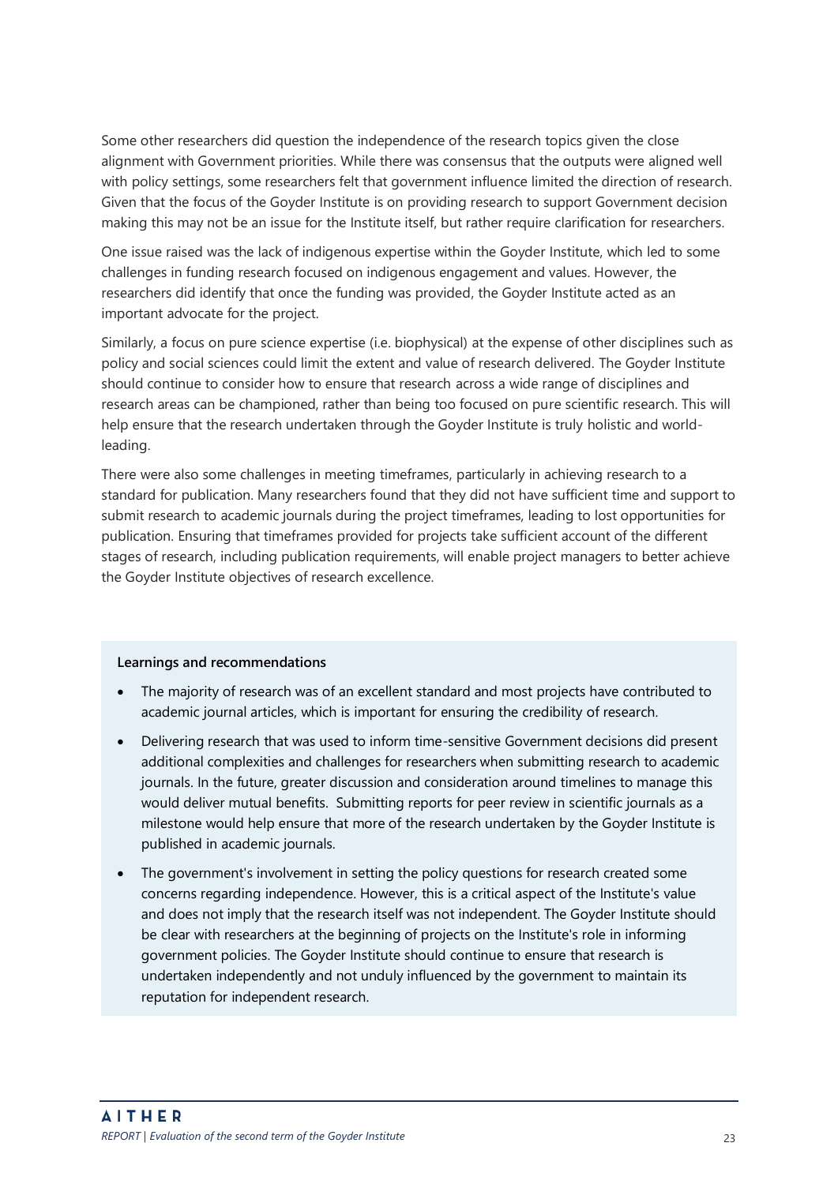Some other researchers did question the independence of the research topics given the close alignment with Government priorities. While there was consensus that the outputs were aligned well with policy settings, some researchers felt that government influence limited the direction of research. Given that the focus of the Goyder Institute is on providing research to support Government decision making this may not be an issue for the Institute itself, but rather require clarification for researchers.

One issue raised was the lack of indigenous expertise within the Goyder Institute, which led to some challenges in funding research focused on indigenous engagement and values. However, the researchers did identify that once the funding was provided, the Goyder Institute acted as an important advocate for the project.

Similarly, a focus on pure science expertise (i.e. biophysical) at the expense of other disciplines such as policy and social sciences could limit the extent and value of research delivered. The Goyder Institute should continue to consider how to ensure that research across a wide range of disciplines and research areas can be championed, rather than being too focused on pure scientific research. This will help ensure that the research undertaken through the Goyder Institute is truly holistic and world-leading.

There were also some challenges in meeting timeframes, particularly in achieving research to a standard for publication. Many researchers found that they did not have sufficient time and support to submit research to academic journals during the project timeframes, leading to lost opportunities for publication. Ensuring that timeframes provided for projects take sufficient account of the different stages of research, including publication requirements, will enable project managers to better achieve the Goyder Institute objectives of research excellence.

**Learnings and recommendations**

- The majority of research was of an excellent standard and most projects have contributed to academic journal articles, which is important for ensuring the credibility of research.
- Delivering research that was used to inform time-sensitive Government decisions did present additional complexities and challenges for researchers when submitting research to academic journals. In the future, greater discussion and consideration around timelines to manage this would deliver mutual benefits. Submitting reports for peer review in scientific journals as a milestone would help ensure that more of the research undertaken by the Goyder Institute is published in academic journals.
- The government's involvement in setting the policy questions for research created some concerns regarding independence. However, this is a critical aspect of the Institute's value and does not imply that the research itself was not independent. The Goyder Institute should be clear with researchers at the beginning of projects on the Institute's role in informing government policies. The Goyder Institute should continue to ensure that research is undertaken independently and not unduly influenced by the government to maintain its reputation for independent research.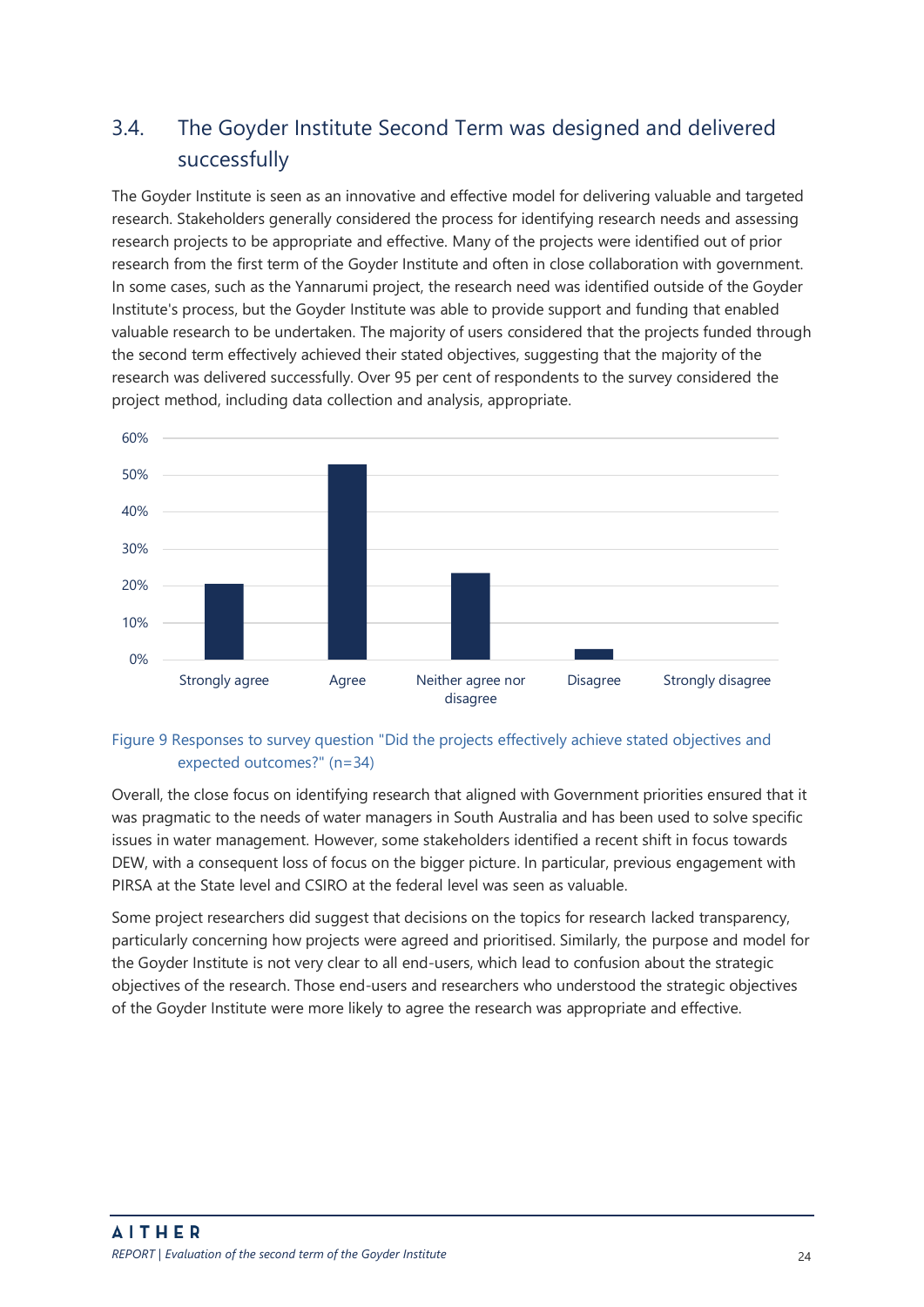## 3.4. The Goyder Institute Second Term was designed and delivered successfully

The Goyder Institute is seen as an innovative and effective model for delivering valuable and targeted research. Stakeholders generally considered the process for identifying research needs and assessing research projects to be appropriate and effective. Many of the projects were identified out of prior research from the first term of the Goyder Institute and often in close collaboration with government. In some cases, such as the Yannarumi project, the research need was identified outside of the Goyder Institute's process, but the Goyder Institute was able to provide support and funding that enabled valuable research to be undertaken. The majority of users considered that the projects funded through the second term effectively achieved their stated objectives, suggesting that the majority of the research was delivered successfully. Over 95 per cent of respondents to the survey considered the project method, including data collection and analysis, appropriate.

Figure 9 Responses to survey question "Did the projects effectively achieve stated objectives and expected outcomes?" (n=34)

Overall, the close focus on identifying research that aligned with Government priorities ensured that it was pragmatic to the needs of water managers in South Australia and has been used to solve specific issues in water management. However, some stakeholders identified a recent shift in focus towards DEW, with a consequent loss of focus on the bigger picture. In particular, previous engagement with PIRSA at the State level and CSIRO at the federal level was seen as valuable.

Some project researchers did suggest that decisions on the topics for research lacked transparency, particularly concerning how projects were agreed and prioritised. Similarly, the purpose and model for the Goyder Institute is not very clear to all end-users, which lead to confusion about the strategic objectives of the research. Those end-users and researchers who understood the strategic objectives of the Goyder Institute were more likely to agree the research was appropriate and effective.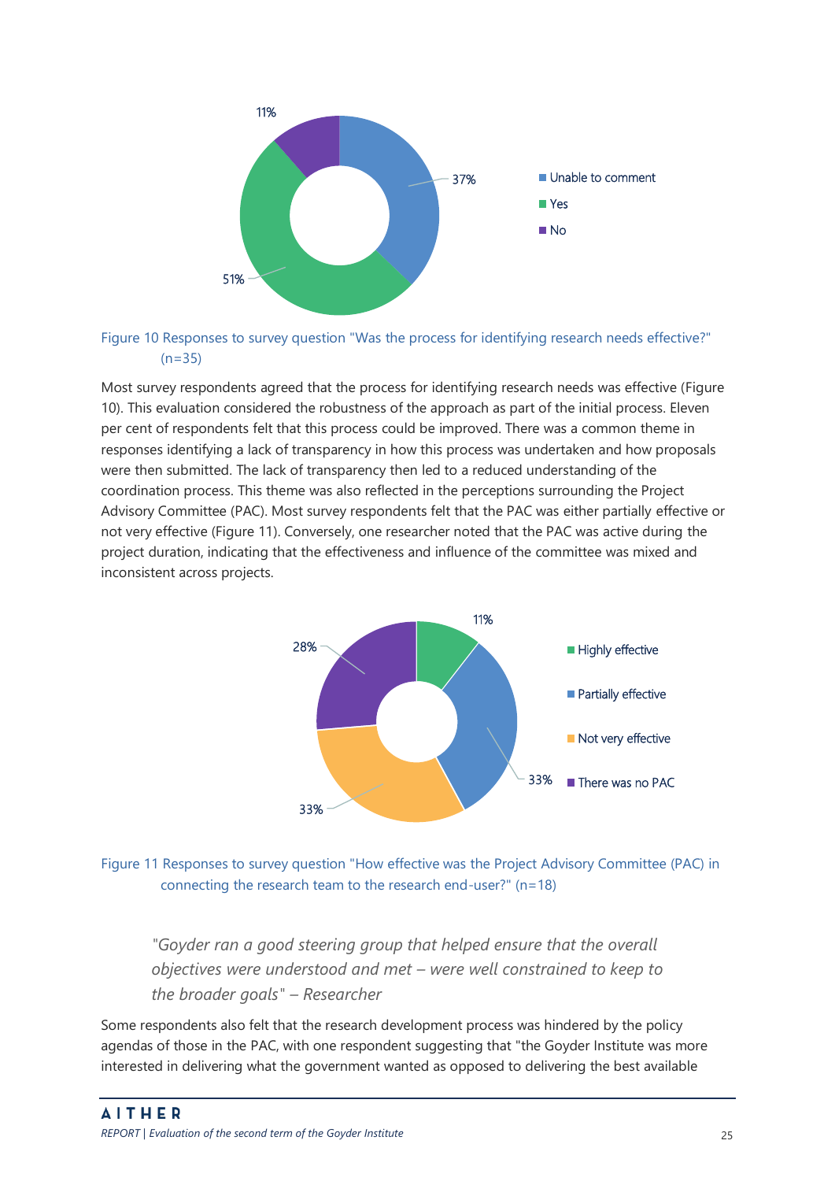Figure 10 Responses to survey question "Was the process for identifying research needs effective?" (n=35)

Most survey respondents agreed that the process for identifying research needs was effective (Figure 10). This evaluation considered the robustness of the approach as part of the initial process. Eleven per cent of respondents felt that this process could be improved. There was a common theme in responses identifying a lack of transparency in how this process was undertaken and how proposals were then submitted. The lack of transparency then led to a reduced understanding of the coordination process. This theme was also reflected in the perceptions surrounding the Project Advisory Committee (PAC). Most survey respondents felt that the PAC was either partially effective or not very effective (Figure 11). Conversely, one researcher noted that the PAC was active during the project duration, indicating that the effectiveness and influence of the committee was mixed and inconsistent across projects.

Figure 11 Responses to survey question "How effective was the Project Advisory Committee (PAC) in connecting the research team to the research end-user?" (n=18)

> *"Goyder ran a good steering group that helped ensure that the overall objectives were understood and met – were well constrained to keep to the broader goals" – Researcher*

Some respondents also felt that the research development process was hindered by the policy agendas of those in the PAC, with one respondent suggesting that "the Goyder Institute was more interested in delivering what the government wanted as opposed to delivering the best available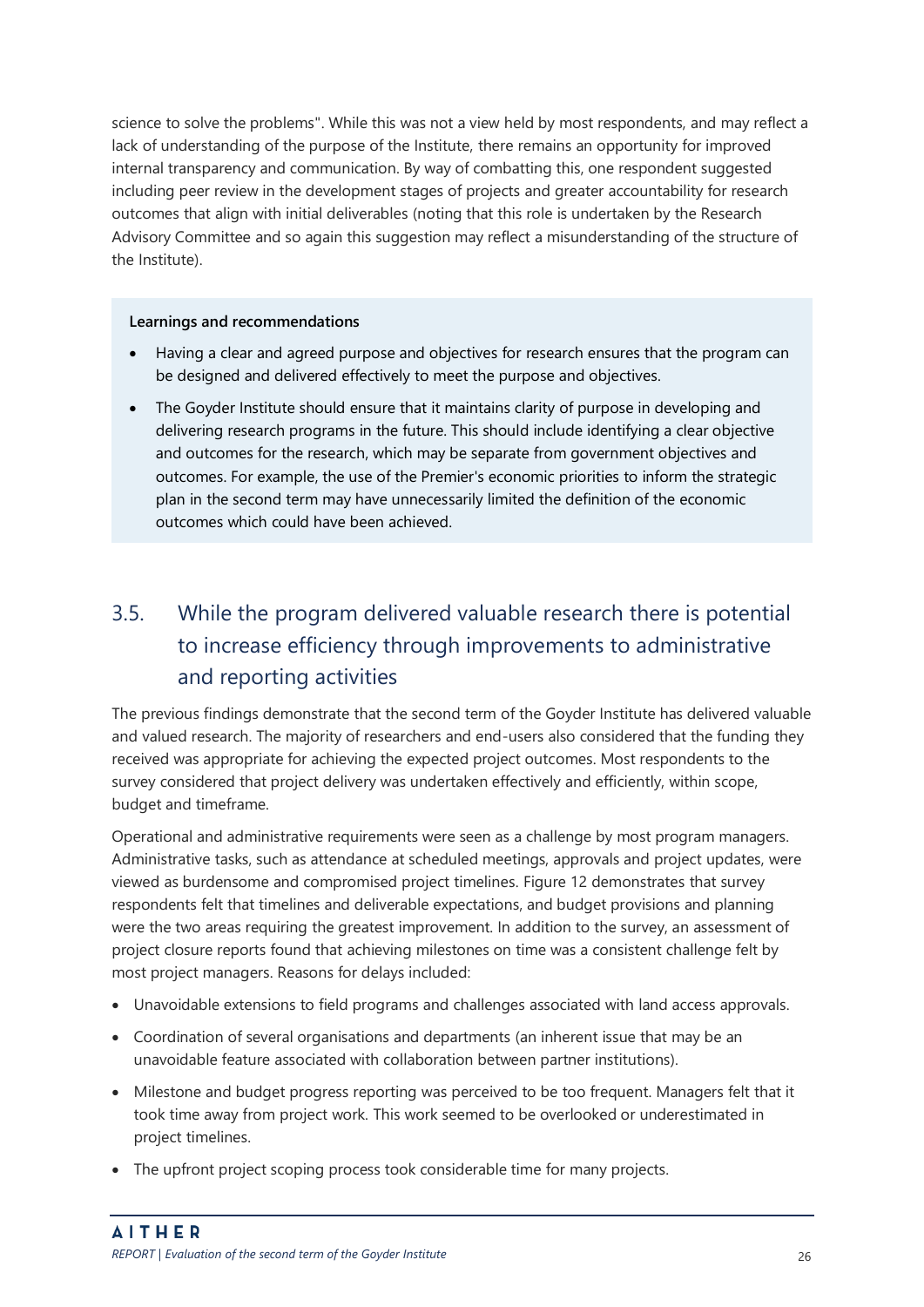science to solve the problems". While this was not a view held by most respondents, and may reflect a lack of understanding of the purpose of the Institute, there remains an opportunity for improved internal transparency and communication. By way of combatting this, one respondent suggested including peer review in the development stages of projects and greater accountability for research outcomes that align with initial deliverables (noting that this role is undertaken by the Research Advisory Committee and so again this suggestion may reflect a misunderstanding of the structure of the Institute).

**Learnings and recommendations**

- Having a clear and agreed purpose and objectives for research ensures that the program can be designed and delivered effectively to meet the purpose and objectives.
- The Goyder Institute should ensure that it maintains clarity of purpose in developing and delivering research programs in the future. This should include identifying a clear objective and outcomes for the research, which may be separate from government objectives and outcomes. For example, the use of the Premier's economic priorities to inform the strategic plan in the second term may have unnecessarily limited the definition of the economic outcomes which could have been achieved.

## 3.5. While the program delivered valuable research there is potential to increase efficiency through improvements to administrative and reporting activities

The previous findings demonstrate that the second term of the Goyder Institute has delivered valuable and valued research. The majority of researchers and end-users also considered that the funding they received was appropriate for achieving the expected project outcomes. Most respondents to the survey considered that project delivery was undertaken effectively and efficiently, within scope, budget and timeframe.

Operational and administrative requirements were seen as a challenge by most program managers. Administrative tasks, such as attendance at scheduled meetings, approvals and project updates, were viewed as burdensome and compromised project timelines. Figure 12 demonstrates that survey respondents felt that timelines and deliverable expectations, and budget provisions and planning were the two areas requiring the greatest improvement. In addition to the survey, an assessment of project closure reports found that achieving milestones on time was a consistent challenge felt by most project managers. Reasons for delays included:

- Unavoidable extensions to field programs and challenges associated with land access approvals.
- Coordination of several organisations and departments (an inherent issue that may be an unavoidable feature associated with collaboration between partner institutions).
- Milestone and budget progress reporting was perceived to be too frequent. Managers felt that it took time away from project work. This work seemed to be overlooked or underestimated in project timelines.
- The upfront project scoping process took considerable time for many projects.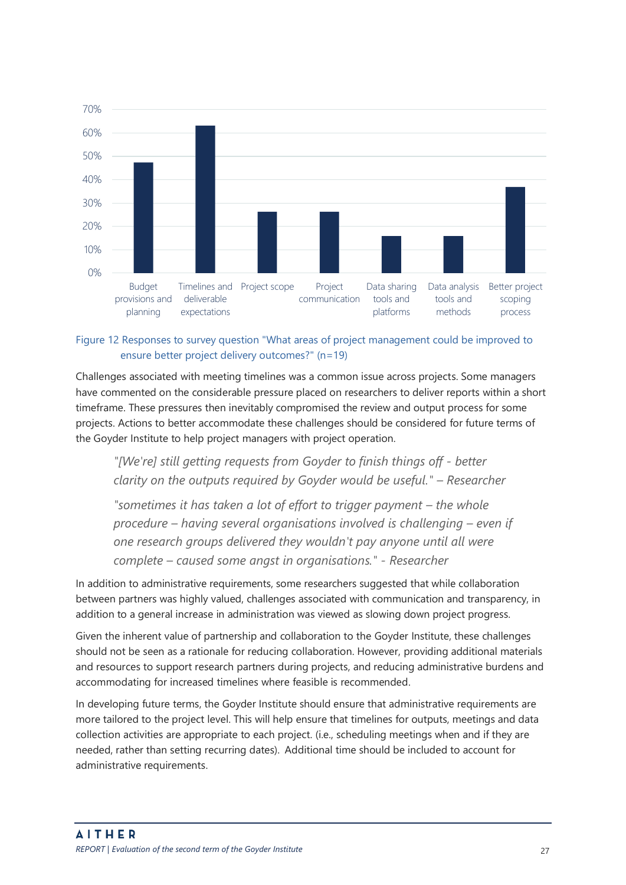Figure 12 Responses to survey question "What areas of project management could be improved to ensure better project delivery outcomes?" (n=19)

Challenges associated with meeting timelines was a common issue across projects. Some managers have commented on the considerable pressure placed on researchers to deliver reports within a short timeframe. These pressures then inevitably compromised the review and output process for some projects. Actions to better accommodate these challenges should be considered for future terms of the Goyder Institute to help project managers with project operation.

> *"[We're] still getting requests from Goyder to finish things off - better clarity on the outputs required by Goyder would be useful." – Researcher*

> *"sometimes it has taken a lot of effort to trigger payment – the whole procedure – having several organisations involved is challenging – even if one research groups delivered they wouldn't pay anyone until all were complete – caused some angst in organisations." - Researcher*

In addition to administrative requirements, some researchers suggested that while collaboration between partners was highly valued, challenges associated with communication and transparency, in addition to a general increase in administration was viewed as slowing down project progress.

Given the inherent value of partnership and collaboration to the Goyder Institute, these challenges should not be seen as a rationale for reducing collaboration. However, providing additional materials and resources to support research partners during projects, and reducing administrative burdens and accommodating for increased timelines where feasible is recommended.

In developing future terms, the Goyder Institute should ensure that administrative requirements are more tailored to the project level. This will help ensure that timelines for outputs, meetings and data collection activities are appropriate to each project. (i.e., scheduling meetings when and if they are needed, rather than setting recurring dates). Additional time should be included to account for administrative requirements.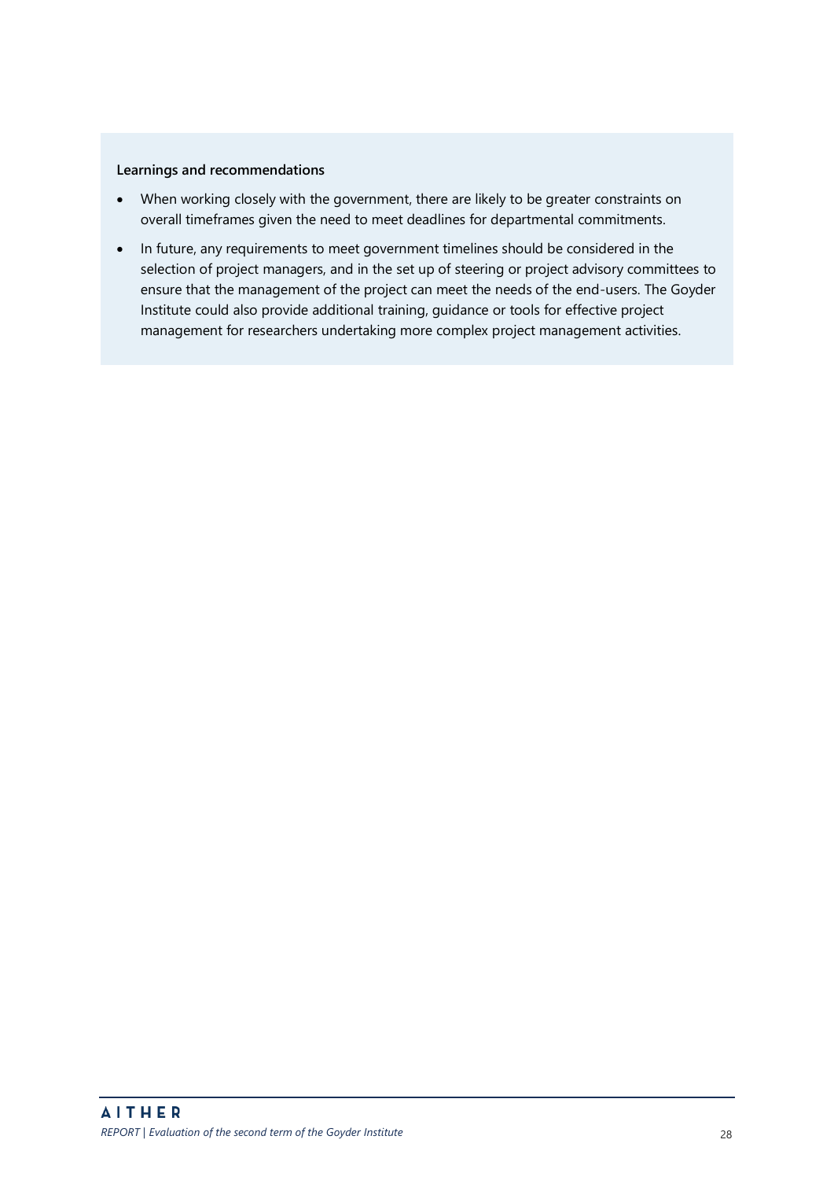**Learnings and recommendations**

- When working closely with the government, there are likely to be greater constraints on overall timeframes given the need to meet deadlines for departmental commitments.
- In future, any requirements to meet government timelines should be considered in the selection of project managers, and in the set up of steering or project advisory committees to ensure that the management of the project can meet the needs of the end-users. The Goyder Institute could also provide additional training, guidance or tools for effective project management for researchers undertaking more complex project management activities.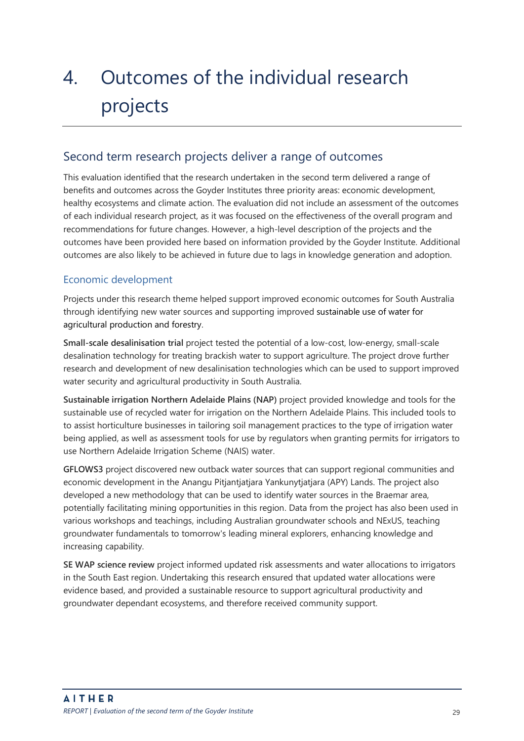# 4. Outcomes of the individual research projects

## Second term research projects deliver a range of outcomes

This evaluation identified that the research undertaken in the second term delivered a range of benefits and outcomes across the Goyder Institutes three priority areas: economic development, healthy ecosystems and climate action. The evaluation did not include an assessment of the outcomes of each individual research project, as it was focused on the effectiveness of the overall program and recommendations for future changes. However, a high-level description of the projects and the outcomes have been provided here based on information provided by the Goyder Institute. Additional outcomes are also likely to be achieved in future due to lags in knowledge generation and adoption.

### Economic development

Projects under this research theme helped support improved economic outcomes for South Australia through identifying new water sources and supporting improved sustainable use of water for agricultural production and forestry.

**Small-scale desalinisation trial** project tested the potential of a low-cost, low-energy, small-scale desalation technology for treating brackish water to support agriculture. The project drove further research and development of new desalinisation technologies which can be used to support improved water security and agricultural productivity in South Australia.

**Sustainable irrigation Northern Adelaide Plains (NAP)** project provided knowledge and tools for the sustainable use of recycled water for irrigation on the Northern Adelaide Plains. This included tools to to assist horticulture businesses in tailoring soil management practices to the type of irrigation water being applied, as well as assessment tools for use by regulators when granting permits for irrigators to use Northern Adelaide Irrigation Scheme (NAIS) water.

**GFLOWS3** project discovered new outback water sources that can support regional communities and economic development in the Anangu Pitjantjatjara Yankunytjatjara (APY) Lands. The project also developed a new methodology that can be used to identify water sources in the Braemar area, potentially facilitating mining opportunities in this region. Data from the project has also been used in various workshops and teachings, including Australian groundwater schools and NExUS, teaching groundwater fundamentals to tomorrow's leading mineral explorers, enhancing knowledge and increasing capability.

**SE WAP science review** project informed updated risk assessments and water allocations to irrigators in the South East region. Undertaking this research ensured that updated water allocations were evidence based, and provided a sustainable resource to support agricultural productivity and groundwater dependant ecosystems, and therefore received community support.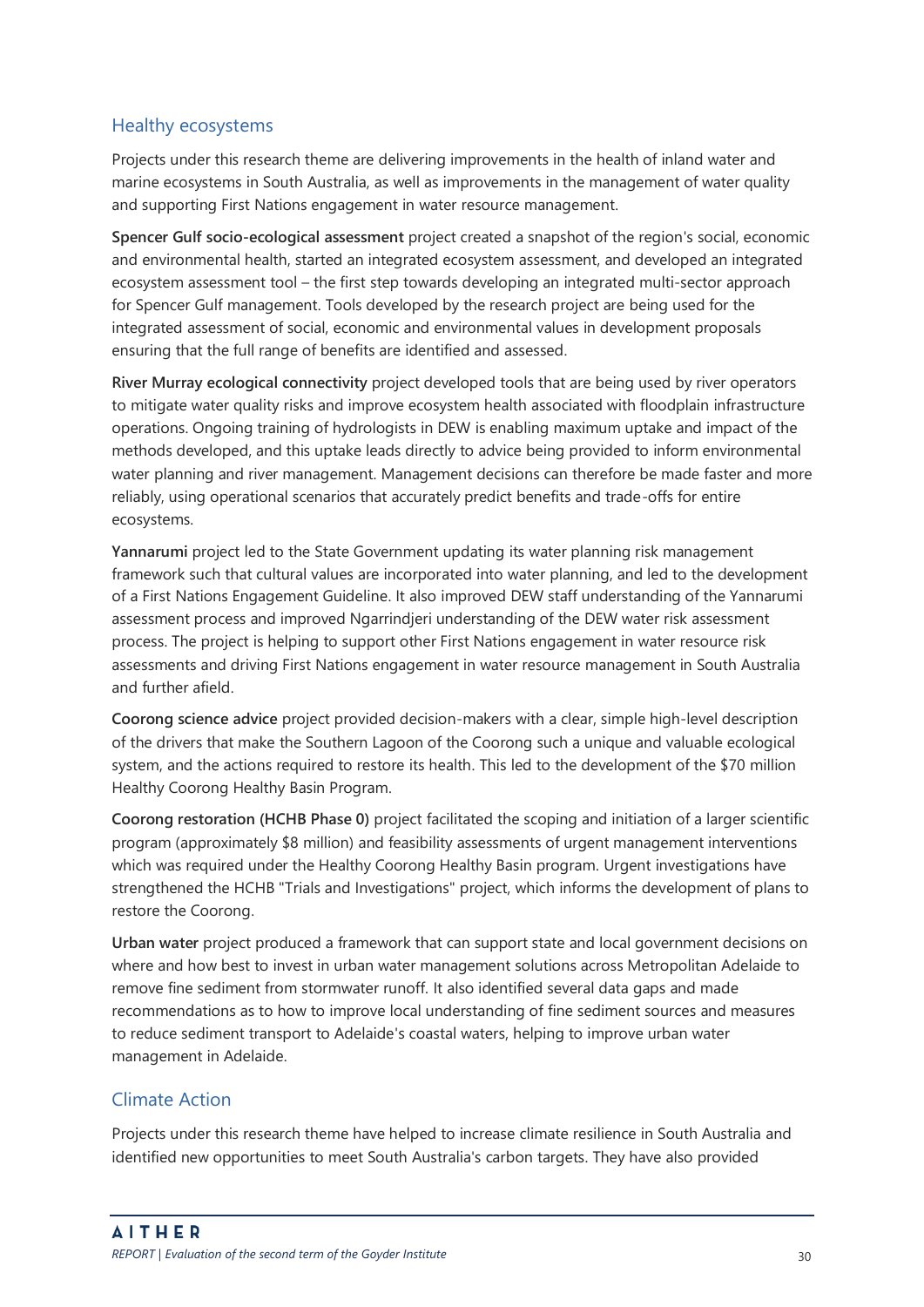## Healthy ecosystems

Projects under this research theme are delivering improvements in the health of inland water and marine ecosystems in South Australia, as well as improvements in the management of water quality and supporting First Nations engagement in water resource management.

**Spencer Gulf socio-ecological assessment** project created a snapshot of the region's social, economic and environmental health, started an integrated ecosystem assessment, and developed an integrated ecosystem assessment tool – the first step towards developing an integrated multi-sector approach for Spencer Gulf management. Tools developed by the research project are being used for the integrated assessment of social, economic and environmental values in development proposals ensuring that the full range of benefits are identified and assessed.

**River Murray ecological connectivity** project developed tools that are being used by river operators to mitigate water quality risks and improve ecosystem health associated with floodplain infrastructure operations. Ongoing training of hydrologists in DEW is enabling maximum uptake and impact of the methods developed, and this uptake leads directly to advice being provided to inform environmental water planning and river management. Management decisions can therefore be made faster and more reliably, using operational scenarios that accurately predict benefits and trade-offs for entire ecosystems.

**Yannarumi** project led to the State Government updating its water planning risk management framework such that cultural values are incorporated into water planning, and led to the development of a First Nations Engagement Guideline. It also improved DEW staff understanding of the Yannarumi assessment process and improved Ngarrindjeri understanding of the DEW water risk assessment process. The project is helping to support other First Nations engagement in water resource risk assessments and driving First Nations engagement in water resource management in South Australia and further afield.

**Coorong science advice** project provided decision-makers with a clear, simple high-level description of the drivers that make the Southern Lagoon of the Coorong such a unique and valuable ecological system, and the actions required to restore its health. This led to the development of the $70 million Healthy Coorong Healthy Basin Program.

**Coorong restoration (HCHB Phase 0)** project facilitated the scoping and initiation of a larger scientific program (approximately $8 million) and feasibility assessments of urgent management interventions which was required under the Healthy Coorong Healthy Basin program. Urgent investigations have strengthened the HCHB "Trials and Investigations" project, which informs the development of plans to restore the Coorong.

**Urban water** project produced a framework that can support state and local government decisions on where and how best to invest in urban water management solutions across Metropolitan Adelaide to remove fine sediment from stormwater runoff. It also identified several data gaps and made recommendations as to how to improve local understanding of fine sediment sources and measures to reduce sediment transport to Adelaide's coastal waters, helping to improve urban water management in Adelaide.

## Climate Action

Projects under this research theme have helped to increase climate resilience in South Australia and identified new opportunities to meet South Australia's carbon targets. They have also provided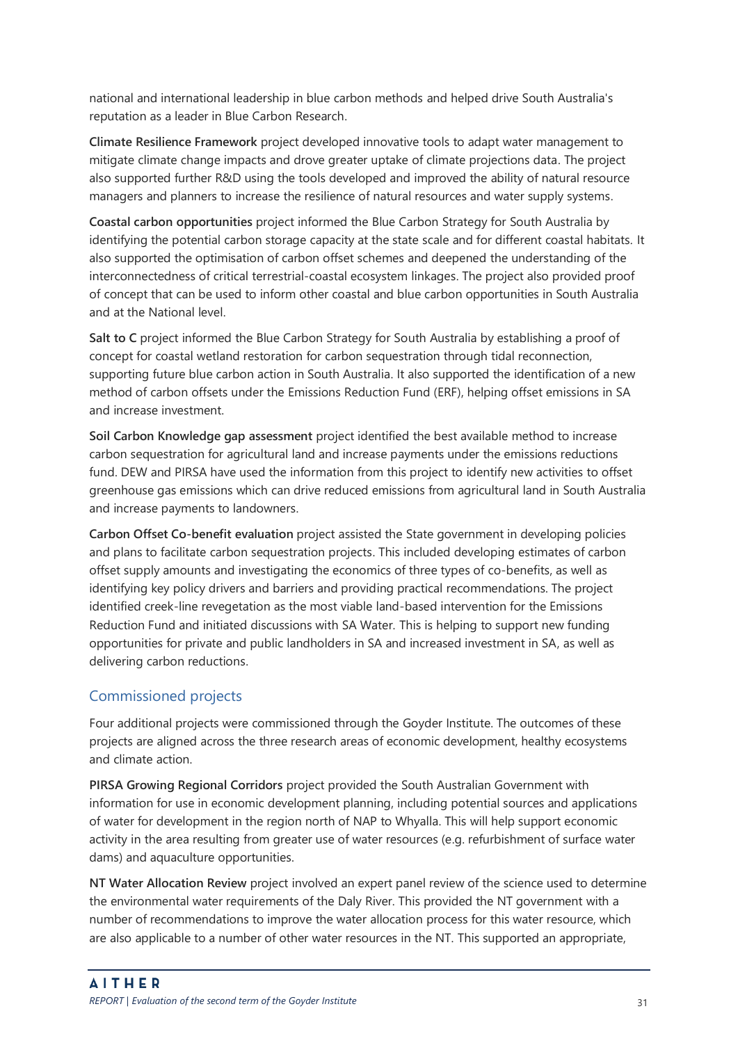national and international leadership in blue carbon methods and helped drive South Australia's reputation as a leader in Blue Carbon Research.

**Climate Resilience Framework** project developed innovative tools to adapt water management to mitigate climate change impacts and drove greater uptake of climate projections data. The project also supported further R&D using the tools developed and improved the ability of natural resource managers and planners to increase the resilience of natural resources and water supply systems.

**Coastal carbon opportunities** project informed the Blue Carbon Strategy for South Australia by identifying the potential carbon storage capacity at the state scale and for different coastal habitats. It also supported the optimisation of carbon offset schemes and deepened the understanding of the interconnectedness of critical terrestrial-coastal ecosystem linkages. The project also provided proof of concept that can be used to inform other coastal and blue carbon opportunities in South Australia and at the National level.

**Salt to C** project informed the Blue Carbon Strategy for South Australia by establishing a proof of concept for coastal wetland restoration for carbon sequestration through tidal reconnection, supporting future blue carbon action in South Australia. It also supported the identification of a new method of carbon offsets under the Emissions Reduction Fund (ERF), helping offset emissions in SA and increase investment.

**Soil Carbon Knowledge gap assessment** project identified the best available method to increase carbon sequestration for agricultural land and increase payments under the emissions reductions fund. DEW and PIRSA have used the information from this project to identify new activities to offset greenhouse gas emissions which can drive reduced emissions from agricultural land in South Australia and increase payments to landowners.

**Carbon Offset Co-benefit evaluation** project assisted the State government in developing policies and plans to facilitate carbon sequestration projects. This included developing estimates of carbon offset supply amounts and investigating the economics of three types of co-benefits, as well as identifying key policy drivers and barriers and providing practical recommendations. The project identified creek-line revegetation as the most viable land-based intervention for the Emissions Reduction Fund and initiated discussions with SA Water. This is helping to support new funding opportunities for private and public landholders in SA and increased investment in SA, as well as delivering carbon reductions.

## Commissioned projects

Four additional projects were commissioned through the Goyder Institute. The outcomes of these projects are aligned across the three research areas of economic development, healthy ecosystems and climate action.

**PIRSA Growing Regional Corridors** project provided the South Australian Government with information for use in economic development planning, including potential sources and applications of water for development in the region north of NAP to Whyalla. This will help support economic activity in the area resulting from greater use of water resources (e.g. refurbishment of surface water dams) and aquaculture opportunities.

**NT Water Allocation Review** project involved an expert panel review of the science used to determine the environmental water requirements of the Daly River. This provided the NT government with a number of recommendations to improve the water allocation process for this water resource, which are also applicable to a number of other water resources in the NT. This supported an appropriate,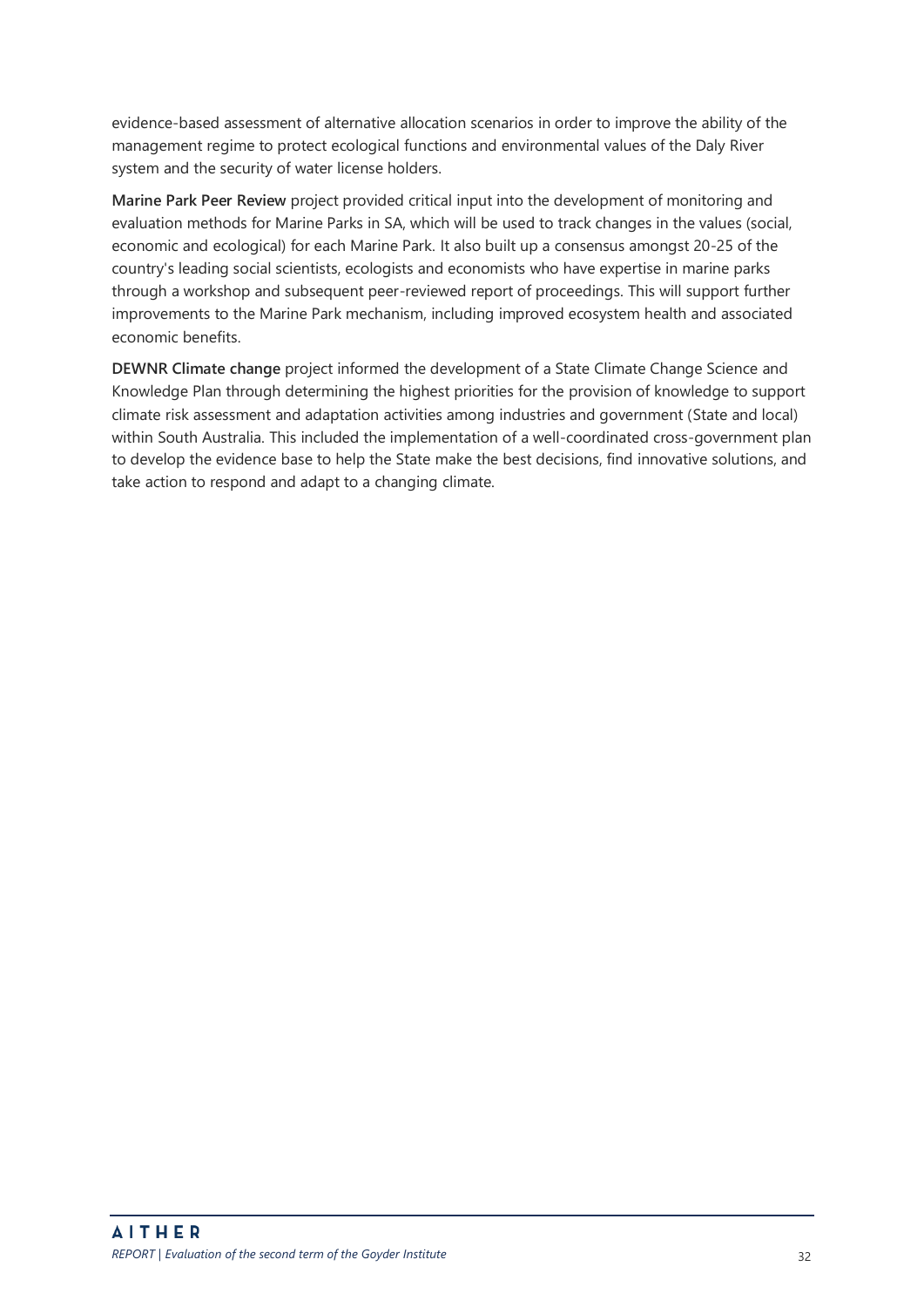evidence-based assessment of alternative allocation scenarios in order to improve the ability of the management regime to protect ecological functions and environmental values of the Daly River system and the security of water license holders.

**Marine Park Peer Review** project provided critical input into the development of monitoring and evaluation methods for Marine Parks in SA, which will be used to track changes in the values (social, economic and ecological) for each Marine Park. It also built up a consensus amongst 20-25 of the country's leading social scientists, ecologists and economists who have expertise in marine parks through a workshop and subsequent peer-reviewed report of proceedings. This will support further improvements to the Marine Park mechanism, including improved ecosystem health and associated economic benefits.

**DEWNR Climate change** project informed the development of a State Climate Change Science and Knowledge Plan through determining the highest priorities for the provision of knowledge to support climate risk assessment and adaptation activities among industries and government (State and local) within South Australia. This included the implementation of a well-coordinated cross-government plan to develop the evidence base to help the State make the best decisions, find innovative solutions, and take action to respond and adapt to a changing climate.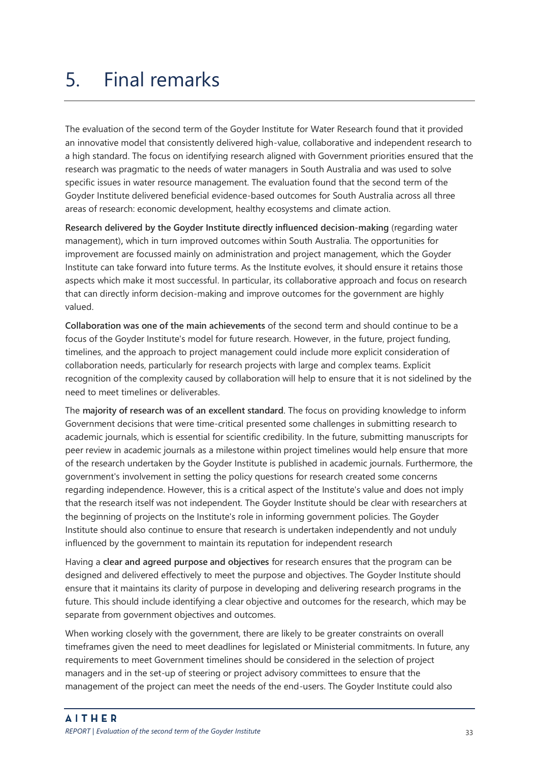# 5. Final remarks

The evaluation of the second term of the Goyder Institute for Water Research found that it provided an innovative model that consistently delivered high-value, collaborative and independent research to a high standard. The focus on identifying research aligned with Government priorities ensured that the research was pragmatic to the needs of water managers in South Australia and was used to solve specific issues in water resource management. The evaluation found that the second term of the Goyder Institute delivered beneficial evidence-based outcomes for South Australia across all three areas of research: economic development, healthy ecosystems and climate action.

**Research delivered by the Goyder Institute directly influenced decision-making** (regarding water management)**,** which in turn improved outcomes within South Australia. The opportunities for improvement are focussed mainly on administration and project management, which the Goyder Institute can take forward into future terms. As the Institute evolves, it should ensure it retains those aspects which make it most successful. In particular, its collaborative approach and focus on research that can directly inform decision-making and improve outcomes for the government are highly valued.

**Collaboration was one of the main achievements** of the second term and should continue to be a focus of the Goyder Institute's model for future research. However, in the future, project funding, timelines, and the approach to project management could include more explicit consideration of collaboration needs, particularly for research projects with large and complex teams. Explicit recognition of the complexity caused by collaboration will help to ensure that it is not sidelined by the need to meet timelines or deliverables.

The **majority of research was of an excellent standard**. The focus on providing knowledge to inform Government decisions that were time-critical presented some challenges in submitting research to academic journals, which is essential for scientific credibility. In the future, submitting manuscripts for peer review in academic journals as a milestone within project timelines would help ensure that more of the research undertaken by the Goyder Institute is published in academic journals. Furthermore, the government's involvement in setting the policy questions for research created some concerns regarding independence. However, this is a critical aspect of the Institute's value and does not imply that the research itself was not independent. The Goyder Institute should be clear with researchers at the beginning of projects on the Institute's role in informing government policies. The Goyder Institute should also continue to ensure that research is undertaken independently and not unduly influenced by the government to maintain its reputation for independent research

Having a **clear and agreed purpose and objectives** for research ensures that the program can be designed and delivered effectively to meet the purpose and objectives. The Goyder Institute should ensure that it maintains its clarity of purpose in developing and delivering research programs in the future. This should include identifying a clear objective and outcomes for the research, which may be separate from government objectives and outcomes.

When working closely with the government, there are likely to be greater constraints on overall timeframes given the need to meet deadlines for legislated or Ministerial commitments. In future, any requirements to meet Government timelines should be considered in the selection of project managers and in the set-up of steering or project advisory committees to ensure that the management of the project can meet the needs of the end-users. The Goyder Institute could also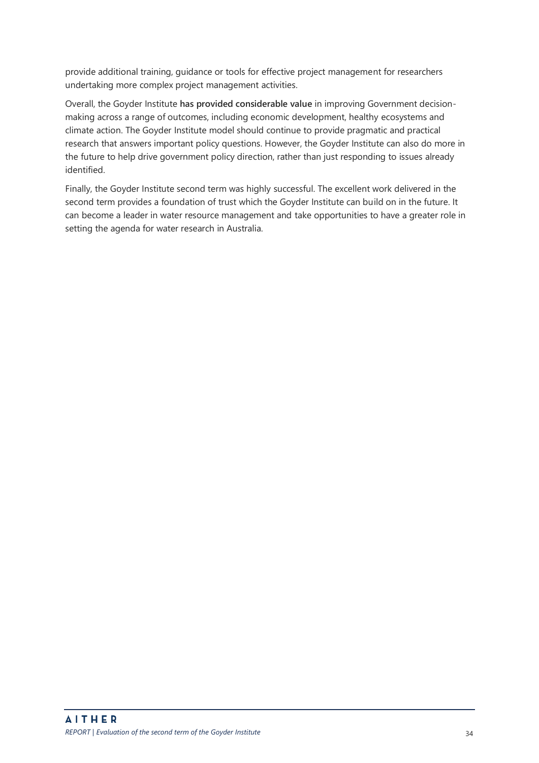provide additional training, guidance or tools for effective project management for researchers undertaking more complex project management activities.

Overall, the Goyder Institute **has provided considerable value** in improving Government decision-making across a range of outcomes, including economic development, healthy ecosystems and climate action. The Goyder Institute model should continue to provide pragmatic and practical research that answers important policy questions. However, the Goyder Institute can also do more in the future to help drive government policy direction, rather than just responding to issues already identified.

Finally, the Goyder Institute second term was highly successful. The excellent work delivered in the second term provides a foundation of trust which the Goyder Institute can build on in the future. It can become a leader in water resource management and take opportunities to have a greater role in setting the agenda for water research in Australia.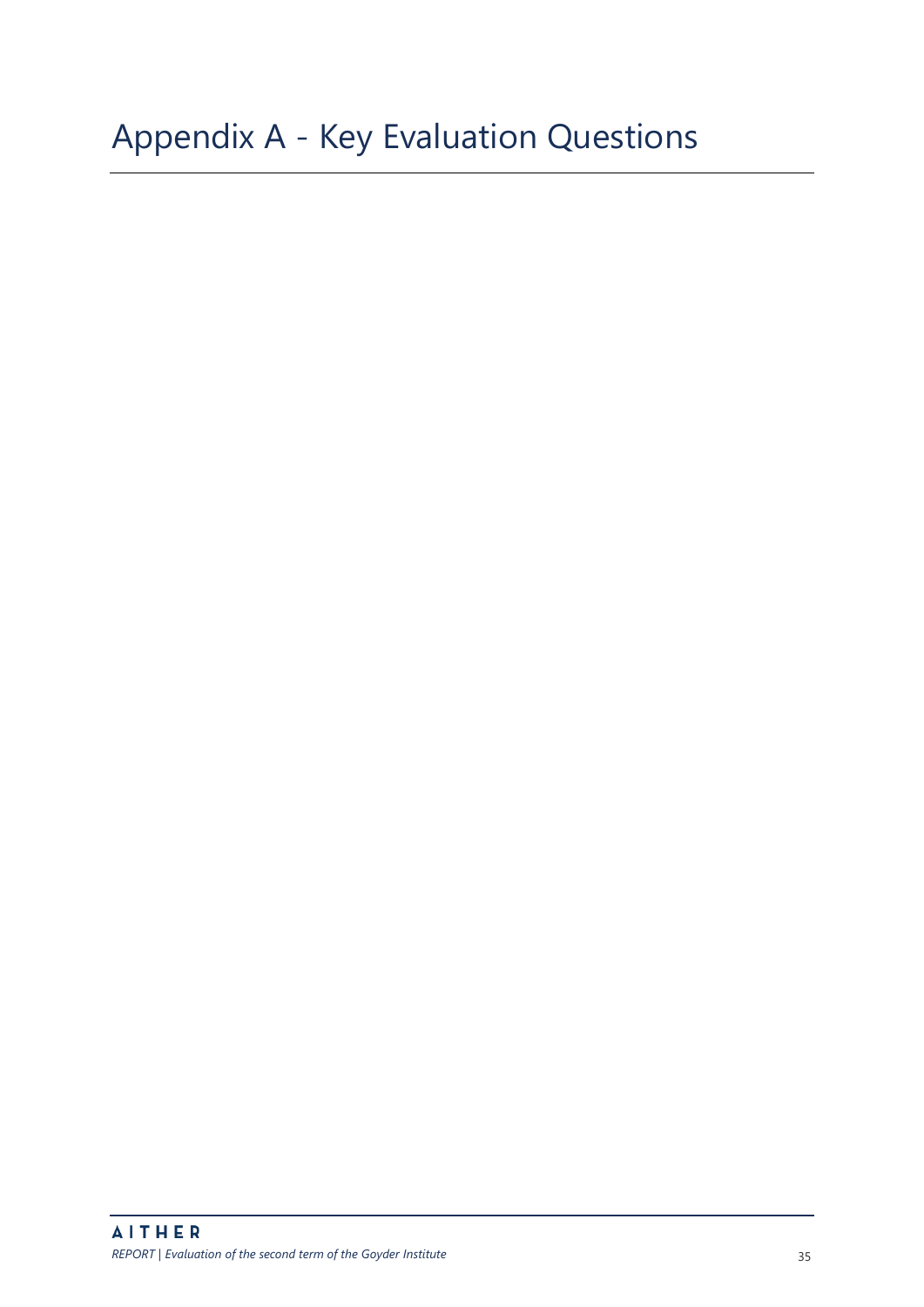# Appendix A - Key Evaluation Questions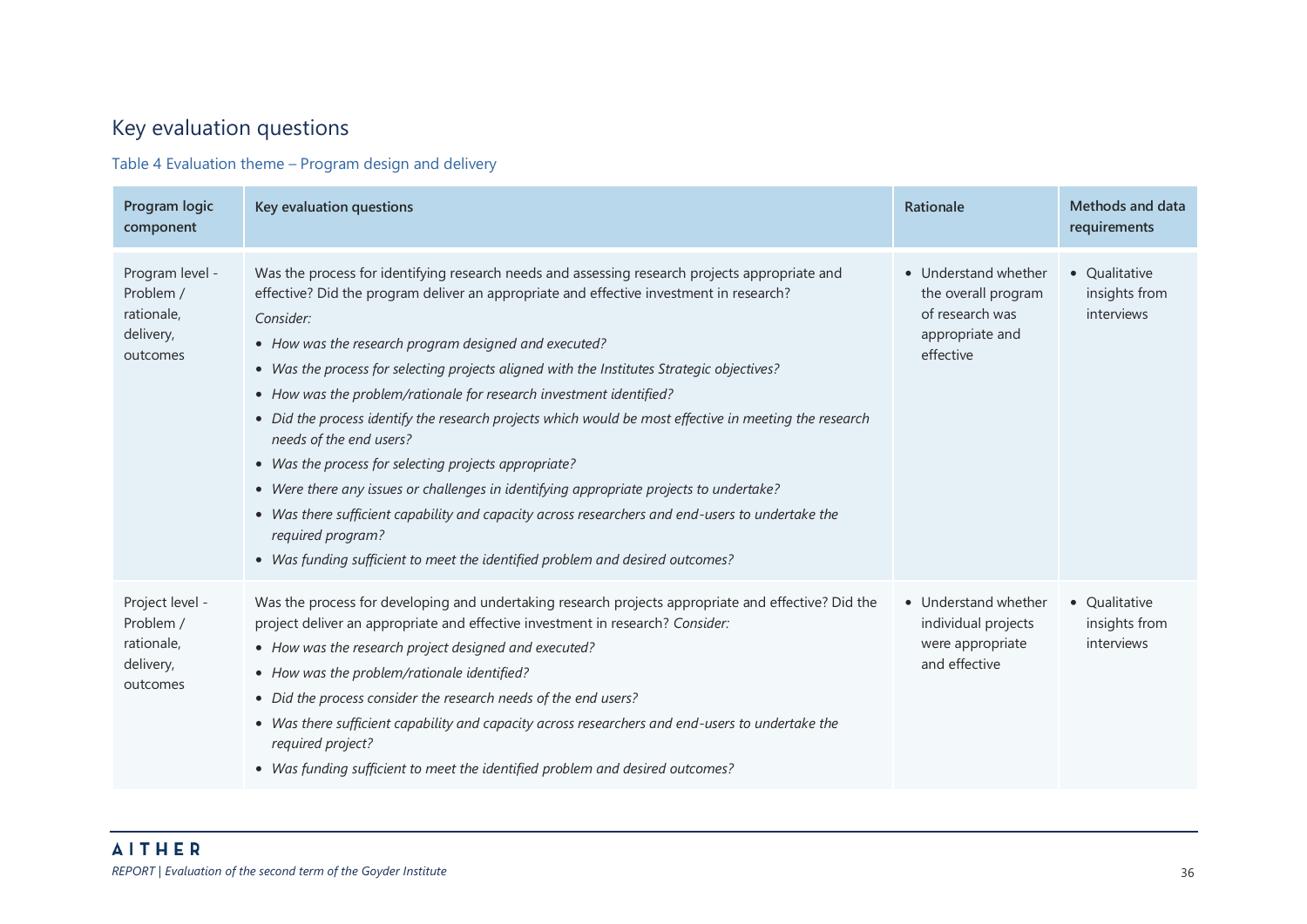## Key evaluation questions

Table 4 Evaluation theme – Program design and delivery

| Program logic component | Key evaluation questions | Rationale | Methods and data requirements |
|---|---|---|---|
| Program level - Problem / rationale, delivery, outcomes | Was the process for identifying research needs and assessing research projects appropriate and effective? Did the program deliver an appropriate and effective investment in research?<br>*Consider:*<br>• *How was the research program designed and executed?*<br>• *Was the process for selecting projects aligned with the Institutes Strategic objectives?*<br>• *How was the problem/rationale for research investment identified?*<br>• *Did the process identify the research projects which would be most effective in meeting the research needs of the end users?*<br>• *Was the process for selecting projects appropriate?*<br>• *Were there any issues or challenges in identifying appropriate projects to undertake?*<br>• *Was there sufficient capability and capacity across researchers and end-users to undertake the required program?*<br>• *Was funding sufficient to meet the identified problem and desired outcomes?* | • Understand whether the overall program of research was appropriate and effective | • Qualitative insights from interviews |
| Project level - Problem / rationale, delivery, outcomes | Was the process for developing and undertaking research projects appropriate and effective? Did the project deliver an appropriate and effective investment in research? *Consider:*<br>• *How was the research project designed and executed?*<br>• *How was the problem/rationale identified?*<br>• *Did the process consider the research needs of the end users?*<br>• *Was there sufficient capability and capacity across researchers and end-users to undertake the required project?*<br>• *Was funding sufficient to meet the identified problem and desired outcomes?* | • Understand whether individual projects were appropriate and effective | • Qualitative insights from interviews |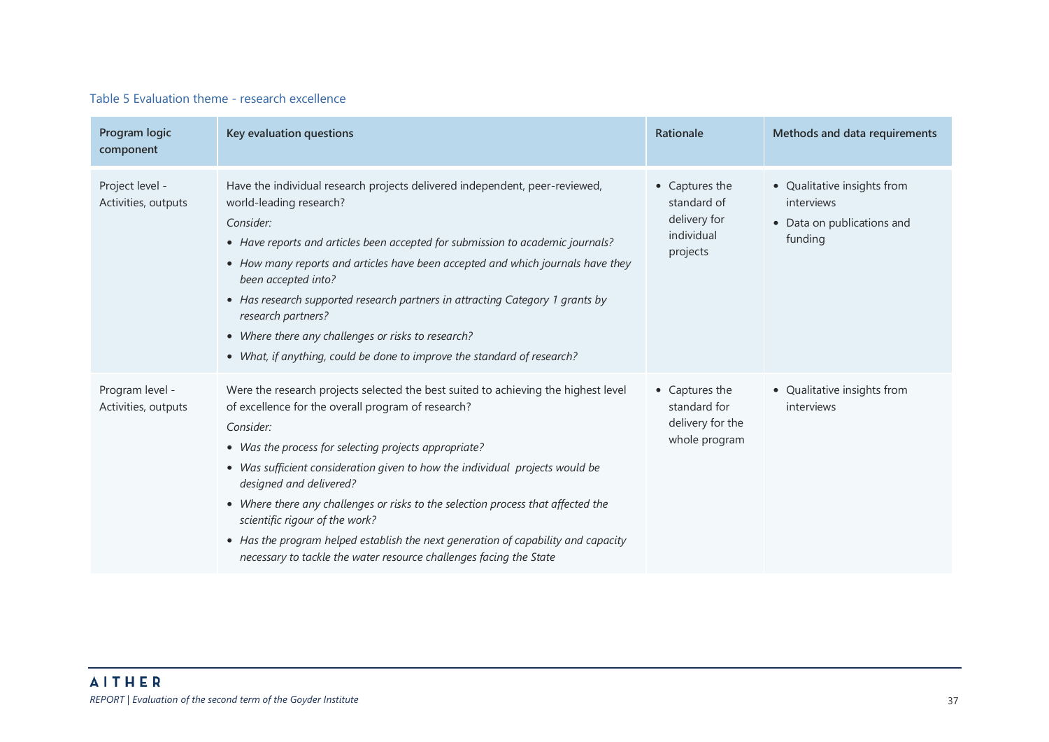Table 5 Evaluation theme - research excellence

| Program logic component | Key evaluation questions | Rationale | Methods and data requirements |
|---|---|---|---|
| Project level - Activities, outputs | Have the individual research projects delivered independent, peer-reviewed, world-leading research?<br>*Consider:*<br>• *Have reports and articles been accepted for submission to academic journals?*<br>• *How many reports and articles have been accepted and which journals have they been accepted into?*<br>• *Has research supported research partners in attracting Category 1 grants by research partners?*<br>• *Where there any challenges or risks to research?*<br>• *What, if anything, could be done to improve the standard of research?* | • Captures the standard of delivery for individual projects | • Qualitative insights from interviews<br>• Data on publications and funding |
| Program level - Activities, outputs | Were the research projects selected the best suited to achieving the highest level of excellence for the overall program of research?<br>*Consider:*<br>• *Was the process for selecting projects appropriate?*<br>• *Was sufficient consideration given to how the individual projects would be designed and delivered?*<br>• *Where there any challenges or risks to the selection process that affected the scientific rigour of the work?*<br>• *Has the program helped establish the next generation of capability and capacity necessary to tackle the water resource challenges facing the State* | • Captures the standard for delivery for the whole program | • Qualitative insights from interviews |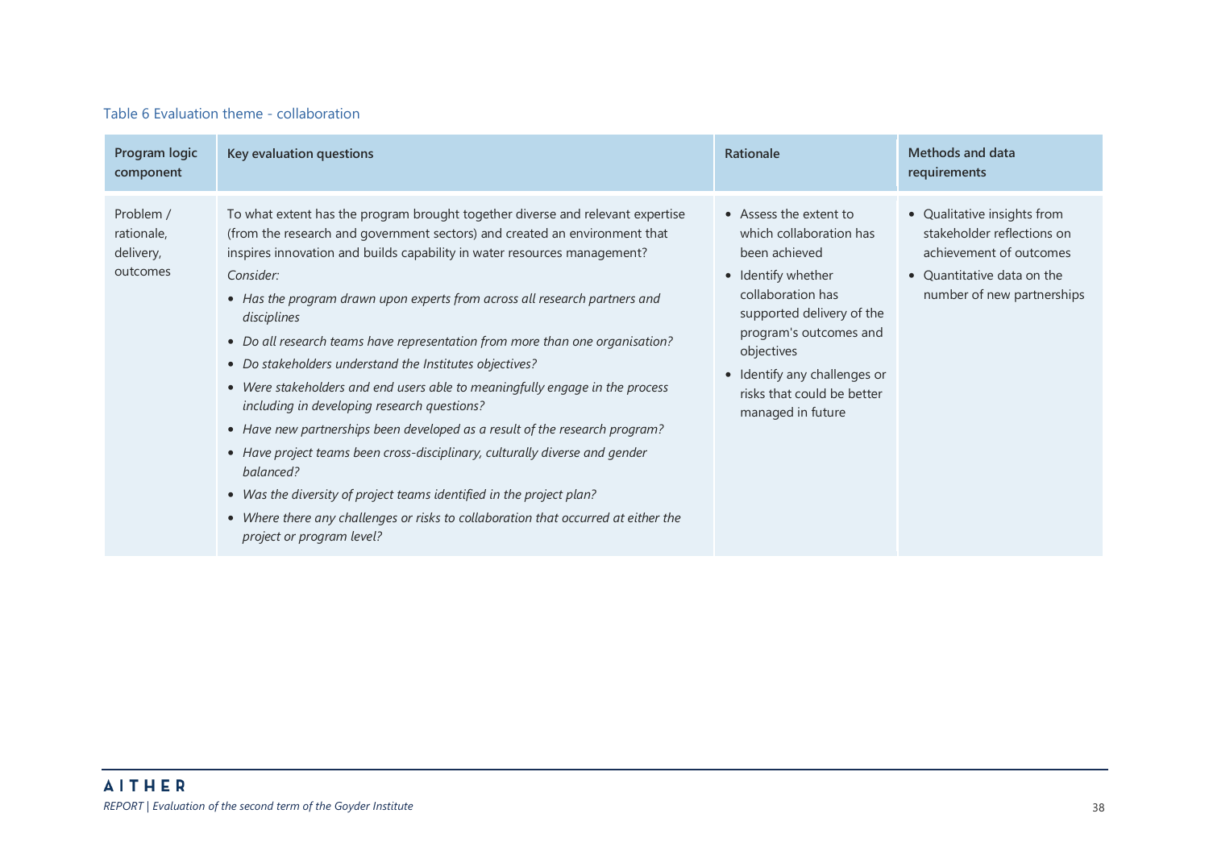Table 6 Evaluation theme - collaboration

| Program logic component | Key evaluation questions | Rationale | Methods and data requirements |
|---|---|---|---|
| Problem / rationale, delivery, outcomes | To what extent has the program brought together diverse and relevant expertise (from the research and government sectors) and created an environment that inspires innovation and builds capability in water resources management?<br>*Consider:*<br>• *Has the program drawn upon experts from across all research partners and disciplines*<br>• *Do all research teams have representation from more than one organisation?*<br>• *Do stakeholders understand the Institutes objectives?*<br>• *Were stakeholders and end users able to meaningfully engage in the process including in developing research questions?*<br>• *Have new partnerships been developed as a result of the research program?*<br>• *Have project teams been cross-disciplinary, culturally diverse and gender balanced?*<br>• *Was the diversity of project teams identified in the project plan?*<br>• *Where there any challenges or risks to collaboration that occurred at either the project or program level?* | • Assess the extent to which collaboration has been achieved<br>• Identify whether collaboration has supported delivery of the program's outcomes and objectives<br>• Identify any challenges or risks that could be better managed in future | • Qualitative insights from stakeholder reflections on achievement of outcomes<br>• Quantitative data on the number of new partnerships |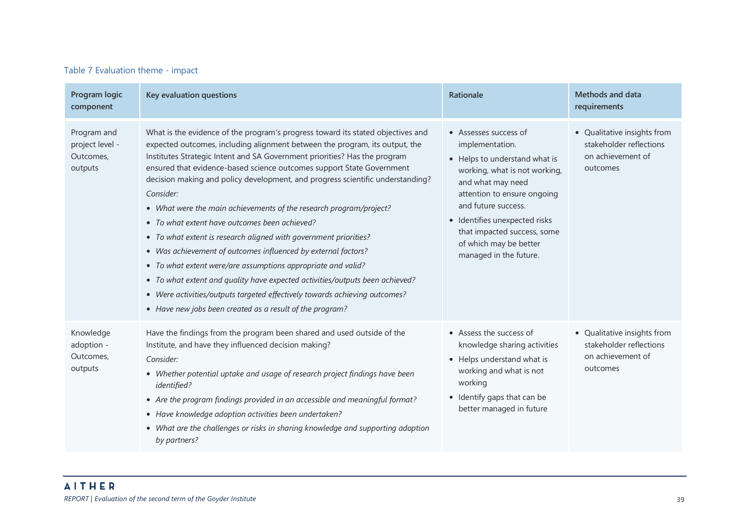Table 7 Evaluation theme - impact

| Program logic component | Key evaluation questions | Rationale | Methods and data requirements |
|---|---|---|---|
| Program and project level - Outcomes, outputs | What is the evidence of the program's progress toward its stated objectives and expected outcomes, including alignment between the program, its output, the Institutes Strategic Intent and SA Government priorities? Has the program ensured that evidence-based science outcomes support State Government decision making and policy development, and progress scientific understanding?<br>*Consider:*<br>• *What were the main achievements of the research program/project?*<br>• *To what extent have outcomes been achieved?*<br>• *To what extent is research aligned with government priorities?*<br>• *Was achievement of outcomes influenced by external factors?*<br>• *To what extent were/are assumptions appropriate and valid?*<br>• *To what extent and quality have expected activities/outputs been achieved?*<br>• *Were activities/outputs targeted effectively towards achieving outcomes?*<br>• *Have new jobs been created as a result of the program?* | • Assesses success of implementation.<br>• Helps to understand what is working, what is not working, and what may need attention to ensure ongoing and future success.<br>• Identifies unexpected risks that impacted success, some of which may be better managed in the future. | • Qualitative insights from stakeholder reflections on achievement of outcomes |
| Knowledge adoption - Outcomes, outputs | Have the findings from the program been shared and used outside of the Institute, and have they influenced decision making?<br>*Consider:*<br>• *Whether potential uptake and usage of research project findings have been identified?*<br>• *Are the program findings provided in an accessible and meaningful format?*<br>• *Have knowledge adoption activities been undertaken?*<br>• *What are the challenges or risks in sharing knowledge and supporting adoption by partners?* | • Assess the success of knowledge sharing activities<br>• Helps understand what is working and what is not working<br>• Identify gaps that can be better managed in future | • Qualitative insights from stakeholder reflections on achievement of outcomes |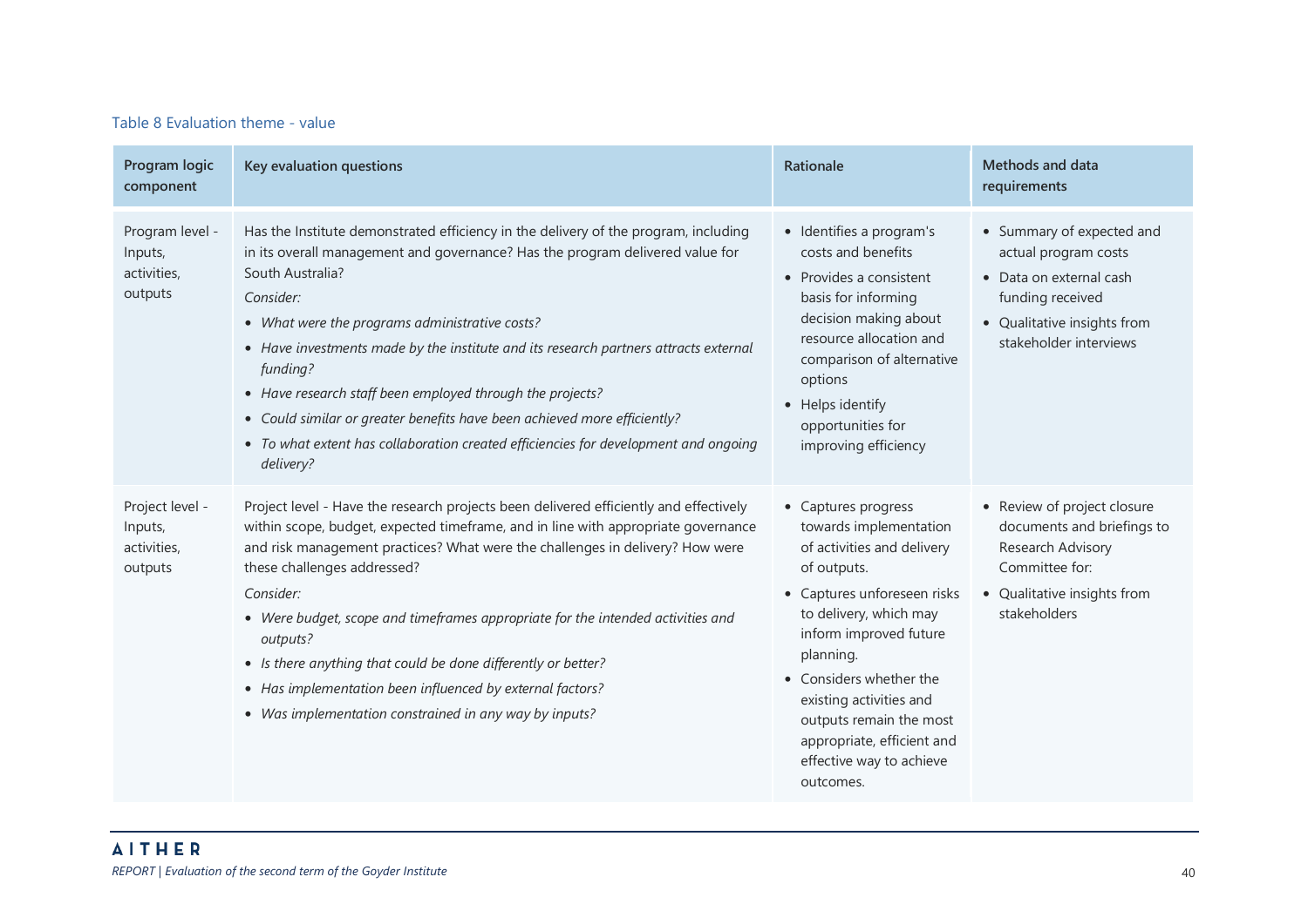Table 8 Evaluation theme - value

| Program logic component | Key evaluation questions | Rationale | Methods and data requirements |
|---|---|---|---|
| Program level - Inputs, activities, outputs | Has the Institute demonstrated efficiency in the delivery of the program, including in its overall management and governance? Has the program delivered value for South Australia?<br>*Consider:*<br>• *What were the programs administrative costs?*<br>• *Have investments made by the institute and its research partners attracts external funding?*<br>• *Have research staff been employed through the projects?*<br>• *Could similar or greater benefits have been achieved more efficiently?*<br>• *To what extent has collaboration created efficiencies for development and ongoing delivery?* | • Identifies a program's costs and benefits<br>• Provides a consistent basis for informing decision making about resource allocation and comparison of alternative options<br>• Helps identify opportunities for improving efficiency | • Summary of expected and actual program costs<br>• Data on external cash funding received<br>• Qualitative insights from stakeholder interviews |
| Project level - Inputs, activities, outputs | Project level - Have the research projects been delivered efficiently and effectively within scope, budget, expected timeframe, and in line with appropriate governance and risk management practices? What were the challenges in delivery? How were these challenges addressed?<br>*Consider:*<br>• *Were budget, scope and timeframes appropriate for the intended activities and outputs?*<br>• *Is there anything that could be done differently or better?*<br>• *Has implementation been influenced by external factors?*<br>• *Was implementation constrained in any way by inputs?* | • Captures progress towards implementation of activities and delivery of outputs.<br>• Captures unforeseen risks to delivery, which may inform improved future planning.<br>• Considers whether the existing activities and outputs remain the most appropriate, efficient and effective way to achieve outcomes. | • Review of project closure documents and briefings to Research Advisory Committee for:<br>• Qualitative insights from stakeholders |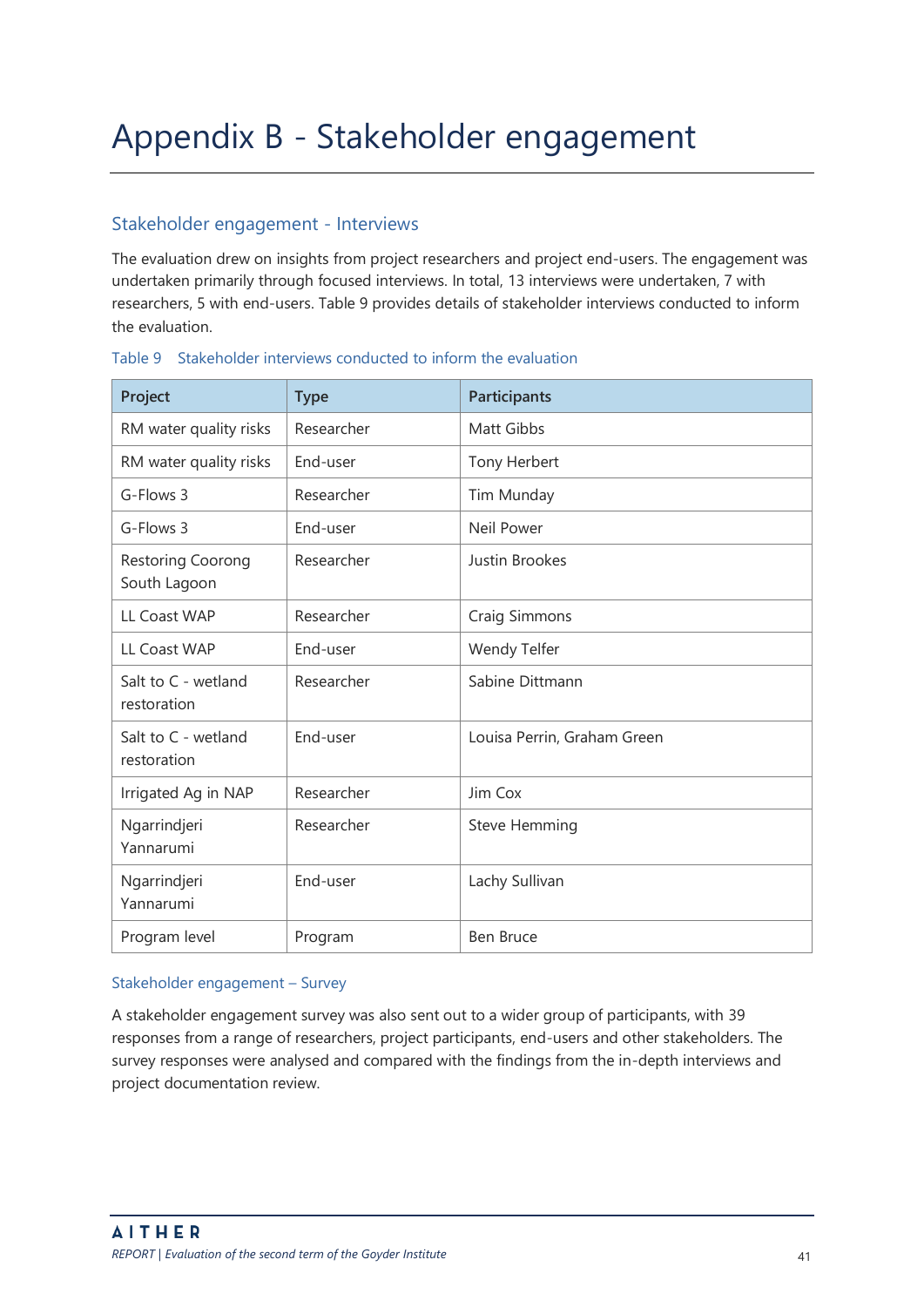# Appendix B - Stakeholder engagement

## Stakeholder engagement - Interviews

The evaluation drew on insights from project researchers and project end-users. The engagement was undertaken primarily through focused interviews. In total, 13 interviews were undertaken, 7 with researchers, 5 with end-users. Table 9 provides details of stakeholder interviews conducted to inform the evaluation.

Table 9 Stakeholder interviews conducted to inform the evaluation

| Project | Type | Participants |
| --- | --- | --- |
| RM water quality risks | Researcher | Matt Gibbs |
| RM water quality risks | End-user | Tony Herbert |
| G-Flows 3 | Researcher | Tim Munday |
| G-Flows 3 | End-user | Neil Power |
| Restoring Coorong South Lagoon | Researcher | Justin Brookes |
| LL Coast WAP | Researcher | Craig Simmons |
| LL Coast WAP | End-user | Wendy Telfer |
| Salt to C - wetland restoration | Researcher | Sabine Dittmann |
| Salt to C - wetland restoration | End-user | Louisa Perrin, Graham Green |
| Irrigated Ag in NAP | Researcher | Jim Cox |
| Ngarrindjeri Yannarumi | Researcher | Steve Hemming |
| Ngarrindjeri Yannarumi | End-user | Lachy Sullivan |
| Program level | Program | Ben Bruce |

### Stakeholder engagement – Survey

A stakeholder engagement survey was also sent out to a wider group of participants, with 39 responses from a range of researchers, project participants, end-users and other stakeholders. The survey responses were analysed and compared with the findings from the in-depth interviews and project documentation review.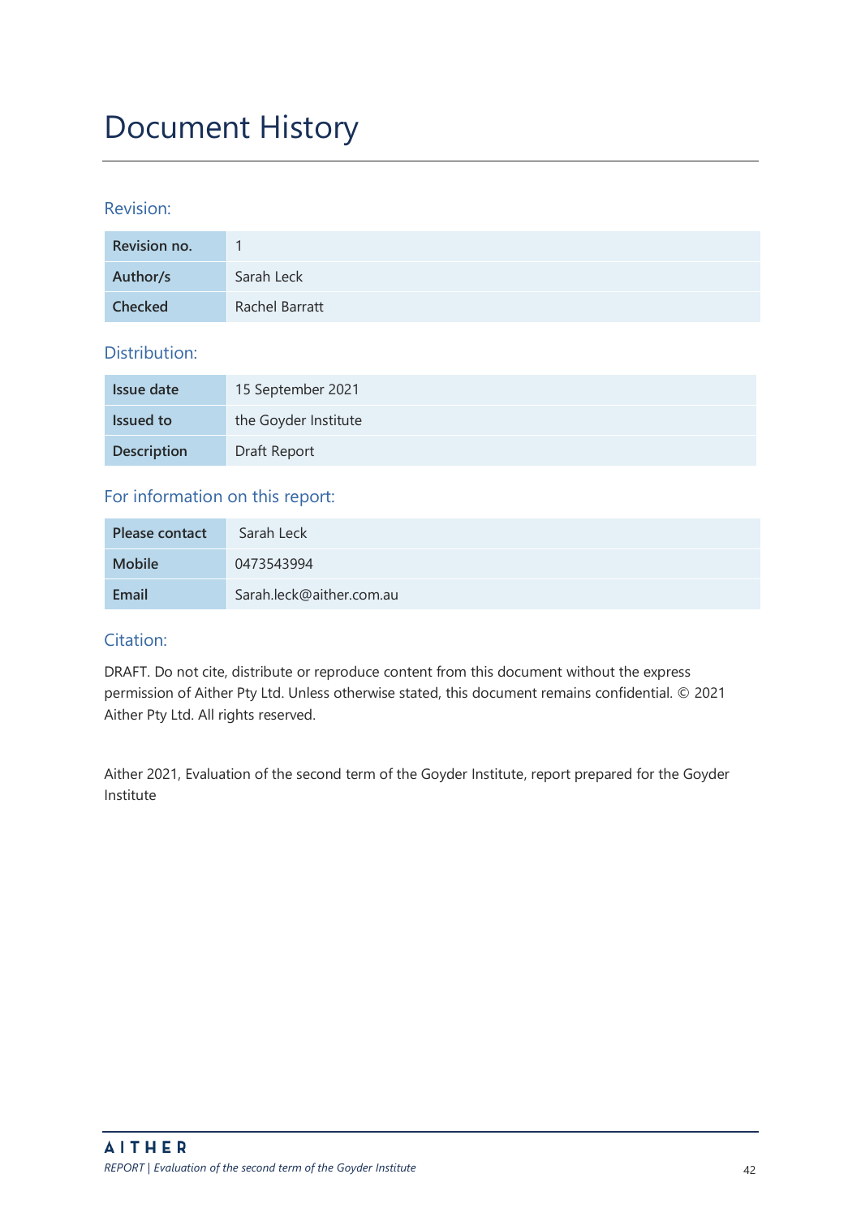# Document History

## Revision:

| | |
|---|---|
| **Revision no.** | 1 |
| **Author/s** | Sarah Leck |
| **Checked** | Rachel Barratt |

## Distribution:

| | |
|---|---|
| **Issue date** | 15 September 2021 |
| **Issued to** | the Goyder Institute |
| **Description** | Draft Report |

## For information on this report:

| | |
|---|---|
| **Please contact** | Sarah Leck |
| **Mobile** | 0473543994 |
| **Email** | Sarah.leck@aither.com.au |

## Citation:

DRAFT. Do not cite, distribute or reproduce content from this document without the express permission of Aither Pty Ltd. Unless otherwise stated, this document remains confidential. © 2021 Aither Pty Ltd. All rights reserved.

Aither 2021, Evaluation of the second term of the Goyder Institute, report prepared for the Goyder Institute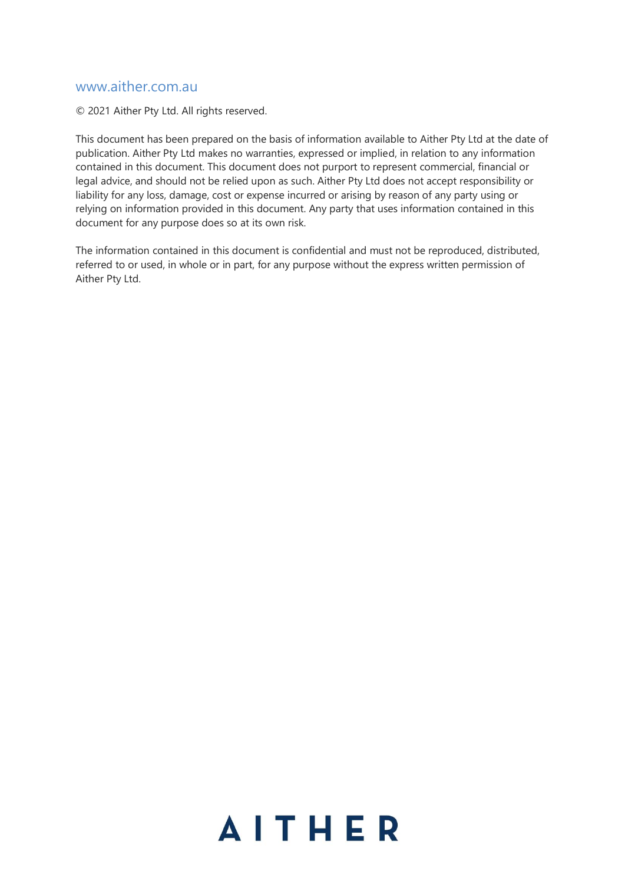www.aither.com.au

© 2021 Aither Pty Ltd. All rights reserved.

This document has been prepared on the basis of information available to Aither Pty Ltd at the date of publication. Aither Pty Ltd makes no warranties, expressed or implied, in relation to any information contained in this document. This document does not purport to represent commercial, financial or legal advice, and should not be relied upon as such. Aither Pty Ltd does not accept responsibility or liability for any loss, damage, cost or expense incurred or arising by reason of any party using or relying on information provided in this document. Any party that uses information contained in this document for any purpose does so at its own risk.

The information contained in this document is confidential and must not be reproduced, distributed, referred to or used, in whole or in part, for any purpose without the express written permission of Aither Pty Ltd.

AITHER